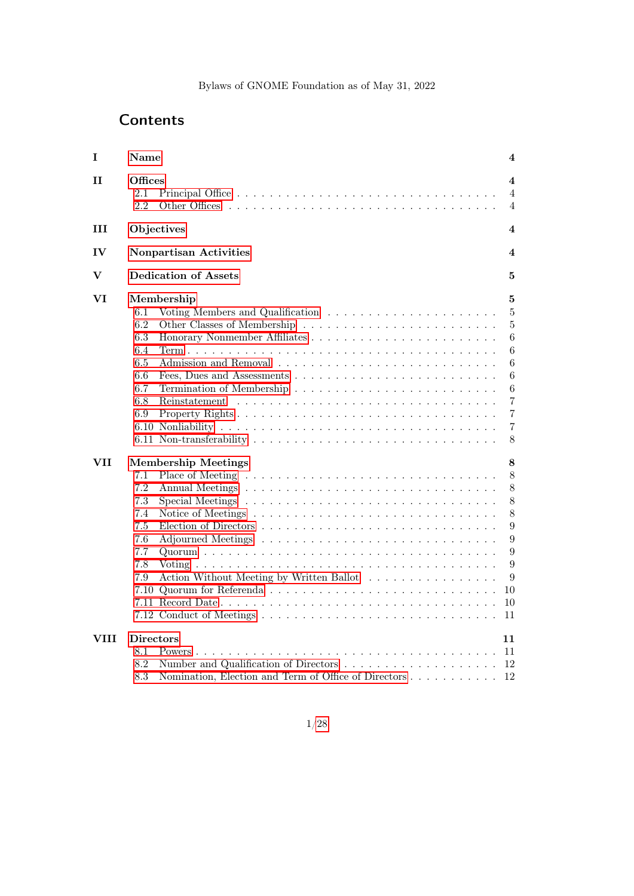Bylaws of GNOME Foundation as of May 31, 2022

# Contents

| | | |
|---|---|---|
| **I** | **Name** | **4** |
| **II** | **Offices** | **4** |
| | 2.1 Principal Office | 4 |
| | 2.2 Other Offices | 4 |
| **III** | **Objectives** | **4** |
| **IV** | **Nonpartisan Activities** | **4** |
| **V** | **Dedication of Assets** | **5** |
| **VI** | **Membership** | **5** |
| | 6.1 Voting Members and Qualification | 5 |
| | 6.2 Other Classes of Membership | 5 |
| | 6.3 Honorary Nonmember Affiliates | 6 |
| | 6.4 Term | 6 |
| | 6.5 Admission and Removal | 6 |
| | 6.6 Fees, Dues and Assessments | 6 |
| | 6.7 Termination of Membership | 6 |
| | 6.8 Reinstatement | 7 |
| | 6.9 Property Rights | 7 |
| | 6.10 Nonliability | 7 |
| | 6.11 Non-transferability | 8 |
| **VII** | **Membership Meetings** | **8** |
| | 7.1 Place of Meeting | 8 |
| | 7.2 Annual Meetings | 8 |
| | 7.3 Special Meetings | 8 |
| | 7.4 Notice of Meetings | 8 |
| | 7.5 Election of Directors | 9 |
| | 7.6 Adjourned Meetings | 9 |
| | 7.7 Quorum | 9 |
| | 7.8 Voting | 9 |
| | 7.9 Action Without Meeting by Written Ballot | 9 |
| | 7.10 Quorum for Referenda | 10 |
| | 7.11 Record Date | 10 |
| | 7.12 Conduct of Meetings | 11 |
| **VIII** | **Directors** | **11** |
| | 8.1 Powers | 11 |
| | 8.2 Number and Qualification of Directors | 12 |
| | 8.3 Nomination, Election and Term of Office of Directors | 12 |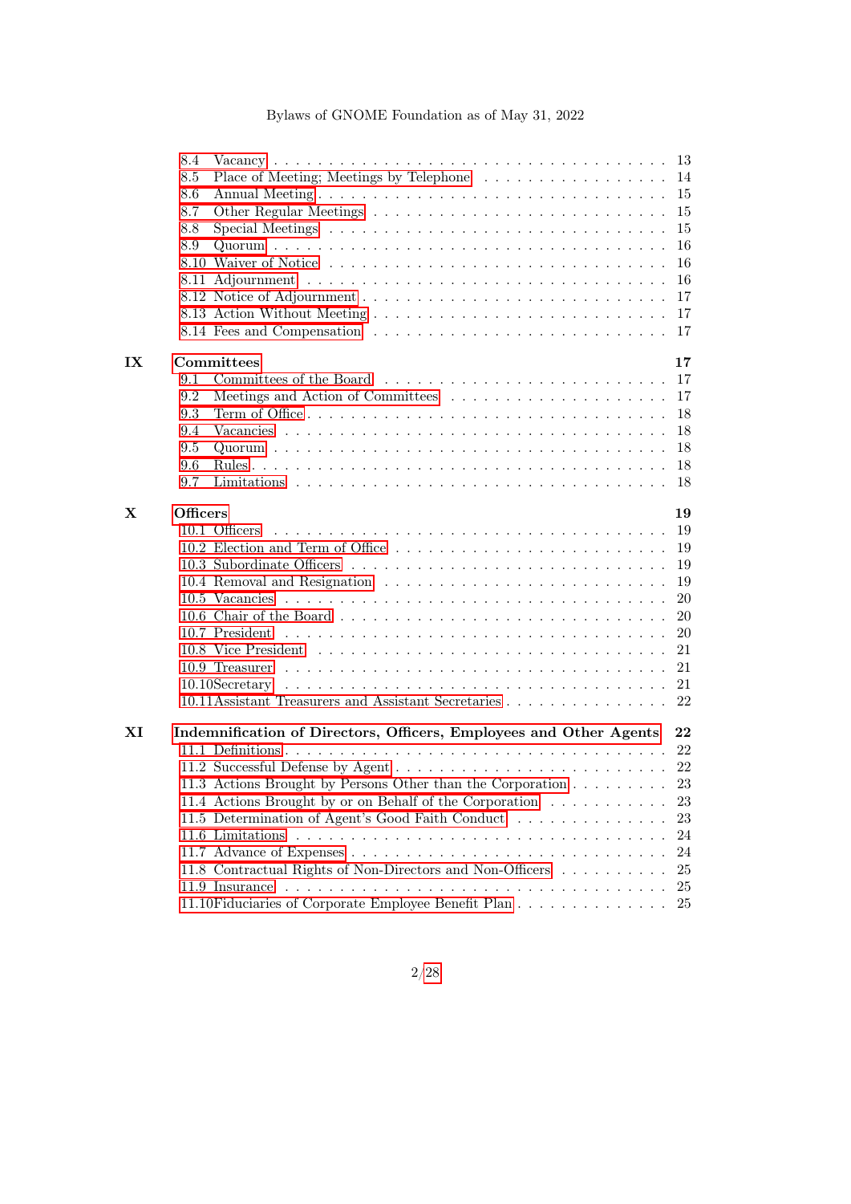- 8.4 Vacancy . . . 13
- 8.5 Place of Meeting; Meetings by Telephone . . . 14
- 8.6 Annual Meeting . . . 15
- 8.7 Other Regular Meetings . . . 15
- 8.8 Special Meetings . . . 15
- 8.9 Quorum . . . 16
- 8.10 Waiver of Notice . . . 16
- 8.11 Adjournment . . . 16
- 8.12 Notice of Adjournment . . . 17
- 8.13 Action Without Meeting . . . 17
- 8.14 Fees and Compensation . . . 17

**IX Committees** **17**

- 9.1 Committees of the Board . . . 17
- 9.2 Meetings and Action of Committees . . . 17
- 9.3 Term of Office . . . 18
- 9.4 Vacancies . . . 18
- 9.5 Quorum . . . 18
- 9.6 Rules . . . 18
- 9.7 Limitations . . . 18

**X Officers** **19**

- 10.1 Officers . . . 19
- 10.2 Election and Term of Office . . . 19
- 10.3 Subordinate Officers . . . 19
- 10.4 Removal and Resignation . . . 19
- 10.5 Vacancies . . . 20
- 10.6 Chair of the Board . . . 20
- 10.7 President . . . 20
- 10.8 Vice President . . . 21
- 10.9 Treasurer . . . 21
- 10.10 Secretary . . . 21
- 10.11 Assistant Treasurers and Assistant Secretaries . . . 22

**XI Indemnification of Directors, Officers, Employees and Other Agents** **22**

- 11.1 Definitions . . . 22
- 11.2 Successful Defense by Agent . . . 22
- 11.3 Actions Brought by Persons Other than the Corporation . . . 23
- 11.4 Actions Brought by or on Behalf of the Corporation . . . 23
- 11.5 Determination of Agent's Good Faith Conduct . . . 23
- 11.6 Limitations . . . 24
- 11.7 Advance of Expenses . . . 24
- 11.8 Contractual Rights of Non-Directors and Non-Officers . . . 25
- 11.9 Insurance . . . 25
- 11.10 Fiduciaries of Corporate Employee Benefit Plan . . . 25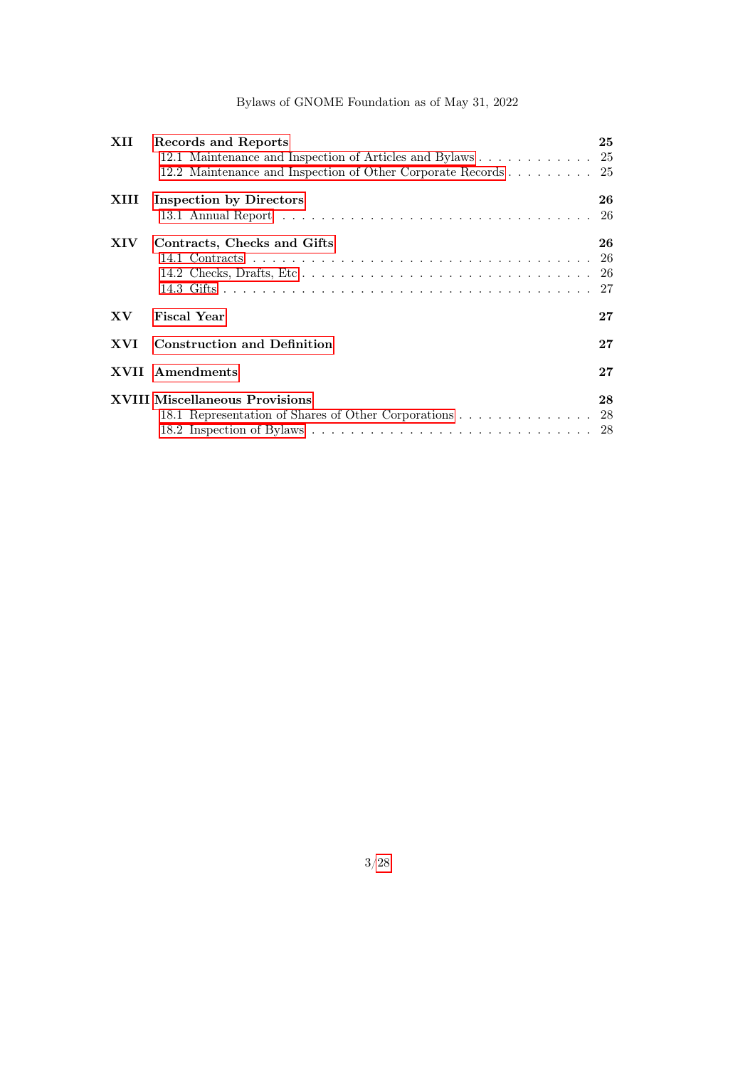| | | |
|---|---|---|
| **XII** | **Records and Reports** | **25** |
| | 12.1 Maintenance and Inspection of Articles and Bylaws | 25 |
| | 12.2 Maintenance and Inspection of Other Corporate Records | 25 |
| **XIII** | **Inspection by Directors** | **26** |
| | 13.1 Annual Report | 26 |
| **XIV** | **Contracts, Checks and Gifts** | **26** |
| | 14.1 Contracts | 26 |
| | 14.2 Checks, Drafts, Etc | 26 |
| | 14.3 Gifts | 27 |
| **XV** | **Fiscal Year** | **27** |
| **XVI** | **Construction and Definition** | **27** |
| **XVII** | **Amendments** | **27** |
| **XVIII** | **Miscellaneous Provisions** | **28** |
| | 18.1 Representation of Shares of Other Corporations | 28 |
| | 18.2 Inspection of Bylaws | 28 |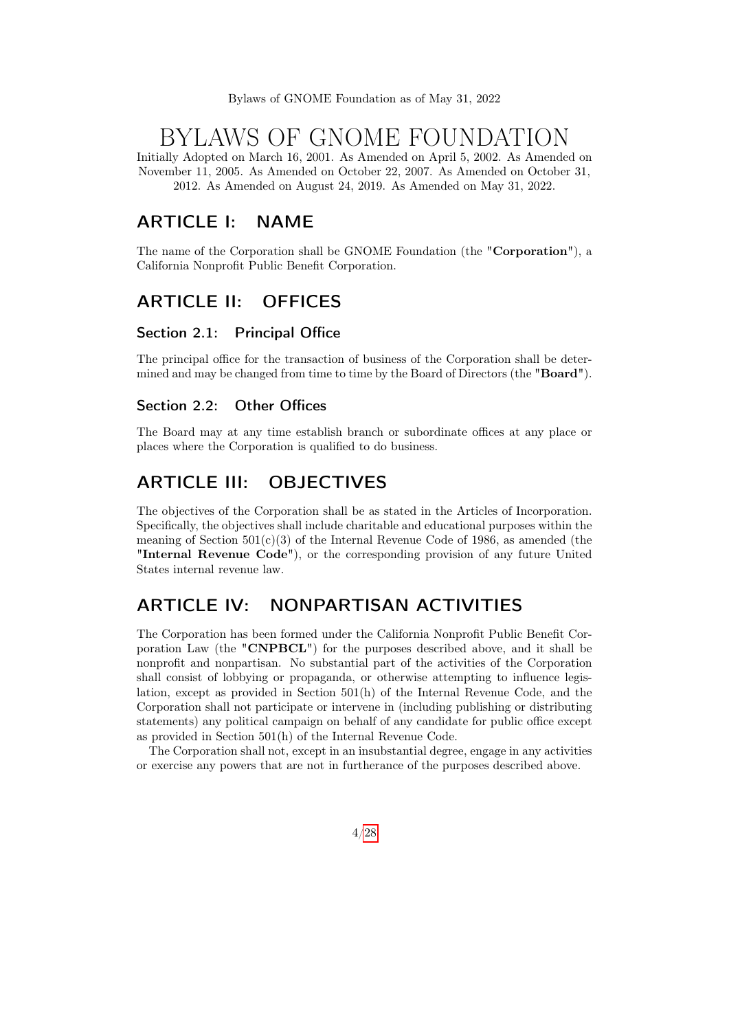# BYLAWS OF GNOME FOUNDATION

Initially Adopted on March 16, 2001. As Amended on April 5, 2002. As Amended on November 11, 2005. As Amended on October 22, 2007. As Amended on October 31, 2012. As Amended on August 24, 2019. As Amended on May 31, 2022.

## ARTICLE I: NAME

The name of the Corporation shall be GNOME Foundation (the "**Corporation**"), a California Nonprofit Public Benefit Corporation.

## ARTICLE II: OFFICES

### Section 2.1: Principal Office

The principal office for the transaction of business of the Corporation shall be determined and may be changed from time to time by the Board of Directors (the "**Board**").

### Section 2.2: Other Offices

The Board may at any time establish branch or subordinate offices at any place or places where the Corporation is qualified to do business.

## ARTICLE III: OBJECTIVES

The objectives of the Corporation shall be as stated in the Articles of Incorporation. Specifically, the objectives shall include charitable and educational purposes within the meaning of Section 501(c)(3) of the Internal Revenue Code of 1986, as amended (the "**Internal Revenue Code**"), or the corresponding provision of any future United States internal revenue law.

## ARTICLE IV: NONPARTISAN ACTIVITIES

The Corporation has been formed under the California Nonprofit Public Benefit Corporation Law (the "**CNPBCL**") for the purposes described above, and it shall be nonprofit and nonpartisan. No substantial part of the activities of the Corporation shall consist of lobbying or propaganda, or otherwise attempting to influence legislation, except as provided in Section 501(h) of the Internal Revenue Code, and the Corporation shall not participate or intervene in (including publishing or distributing statements) any political campaign on behalf of any candidate for public office except as provided in Section 501(h) of the Internal Revenue Code.

The Corporation shall not, except in an insubstantial degree, engage in any activities or exercise any powers that are not in furtherance of the purposes described above.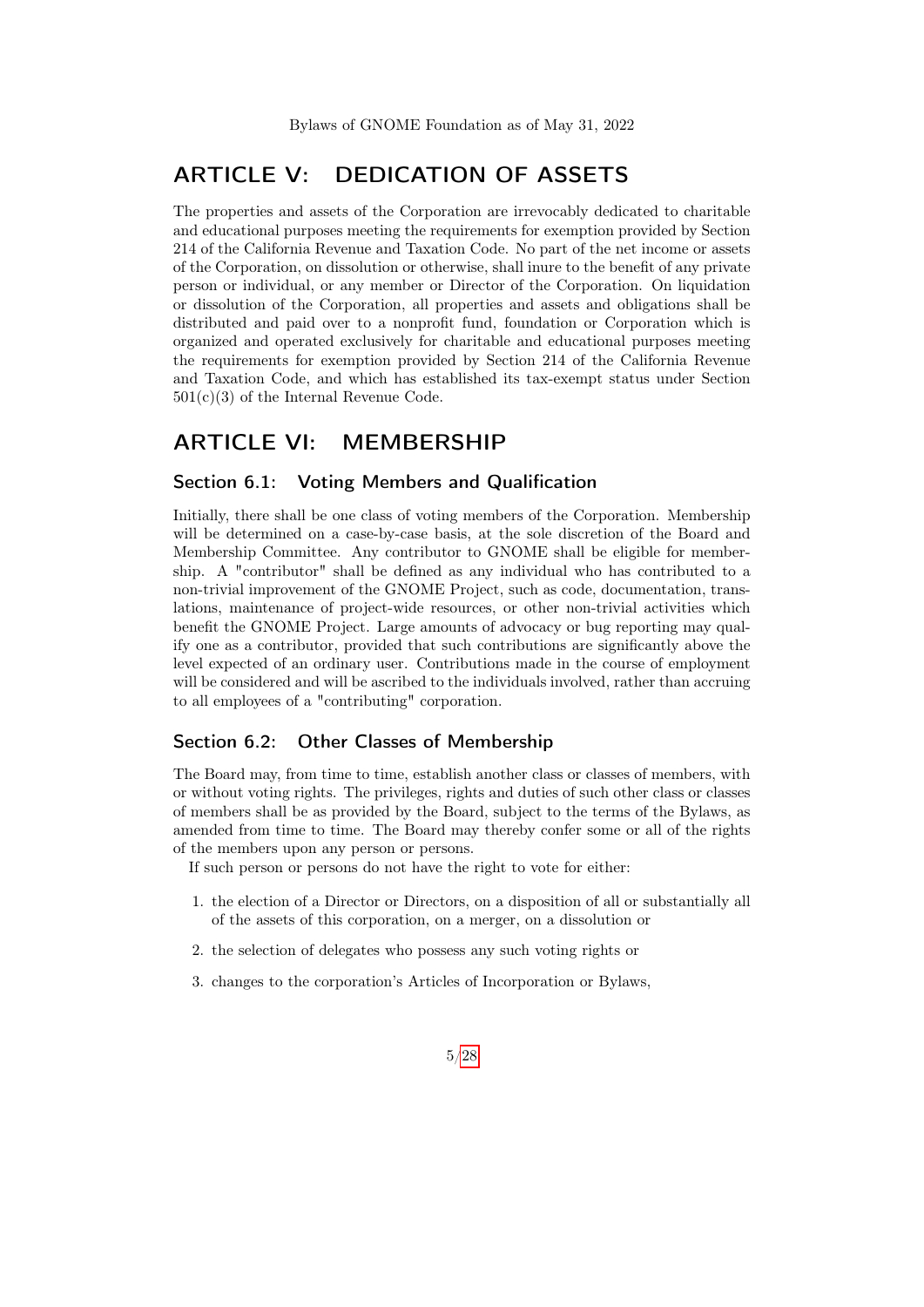# ARTICLE V: DEDICATION OF ASSETS

The properties and assets of the Corporation are irrevocably dedicated to charitable and educational purposes meeting the requirements for exemption provided by Section 214 of the California Revenue and Taxation Code. No part of the net income or assets of the Corporation, on dissolution or otherwise, shall inure to the benefit of any private person or individual, or any member or Director of the Corporation. On liquidation or dissolution of the Corporation, all properties and assets and obligations shall be distributed and paid over to a nonprofit fund, foundation or Corporation which is organized and operated exclusively for charitable and educational purposes meeting the requirements for exemption provided by Section 214 of the California Revenue and Taxation Code, and which has established its tax-exempt status under Section 501(c)(3) of the Internal Revenue Code.

# ARTICLE VI: MEMBERSHIP

## Section 6.1: Voting Members and Qualification

Initially, there shall be one class of voting members of the Corporation. Membership will be determined on a case-by-case basis, at the sole discretion of the Board and Membership Committee. Any contributor to GNOME shall be eligible for membership. A "contributor" shall be defined as any individual who has contributed to a non-trivial improvement of the GNOME Project, such as code, documentation, translations, maintenance of project-wide resources, or other non-trivial activities which benefit the GNOME Project. Large amounts of advocacy or bug reporting may qualify one as a contributor, provided that such contributions are significantly above the level expected of an ordinary user. Contributions made in the course of employment will be considered and will be ascribed to the individuals involved, rather than accruing to all employees of a "contributing" corporation.

## Section 6.2: Other Classes of Membership

The Board may, from time to time, establish another class or classes of members, with or without voting rights. The privileges, rights and duties of such other class or classes of members shall be as provided by the Board, subject to the terms of the Bylaws, as amended from time to time. The Board may thereby confer some or all of the rights of the members upon any person or persons.

If such person or persons do not have the right to vote for either:

1. the election of a Director or Directors, on a disposition of all or substantially all of the assets of this corporation, on a merger, on a dissolution or
2. the selection of delegates who possess any such voting rights or
3. changes to the corporation's Articles of Incorporation or Bylaws,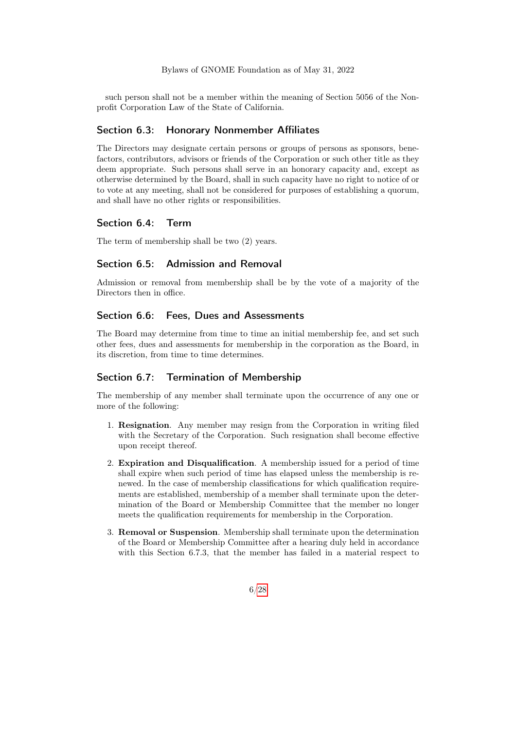such person shall not be a member within the meaning of Section 5056 of the Nonprofit Corporation Law of the State of California.

## Section 6.3: Honorary Nonmember Affiliates

The Directors may designate certain persons or groups of persons as sponsors, benefactors, contributors, advisors or friends of the Corporation or such other title as they deem appropriate. Such persons shall serve in an honorary capacity and, except as otherwise determined by the Board, shall in such capacity have no right to notice of or to vote at any meeting, shall not be considered for purposes of establishing a quorum, and shall have no other rights or responsibilities.

## Section 6.4: Term

The term of membership shall be two (2) years.

## Section 6.5: Admission and Removal

Admission or removal from membership shall be by the vote of a majority of the Directors then in office.

## Section 6.6: Fees, Dues and Assessments

The Board may determine from time to time an initial membership fee, and set such other fees, dues and assessments for membership in the corporation as the Board, in its discretion, from time to time determines.

## Section 6.7: Termination of Membership

The membership of any member shall terminate upon the occurrence of any one or more of the following:

1. **Resignation**. Any member may resign from the Corporation in writing filed with the Secretary of the Corporation. Such resignation shall become effective upon receipt thereof.
2. **Expiration and Disqualification**. A membership issued for a period of time shall expire when such period of time has elapsed unless the membership is renewed. In the case of membership classifications for which qualification requirements are established, membership of a member shall terminate upon the determination of the Board or Membership Committee that the member no longer meets the qualification requirements for membership in the Corporation.
3. **Removal or Suspension**. Membership shall terminate upon the determination of the Board or Membership Committee after a hearing duly held in accordance with this Section 6.7.3, that the member has failed in a material respect to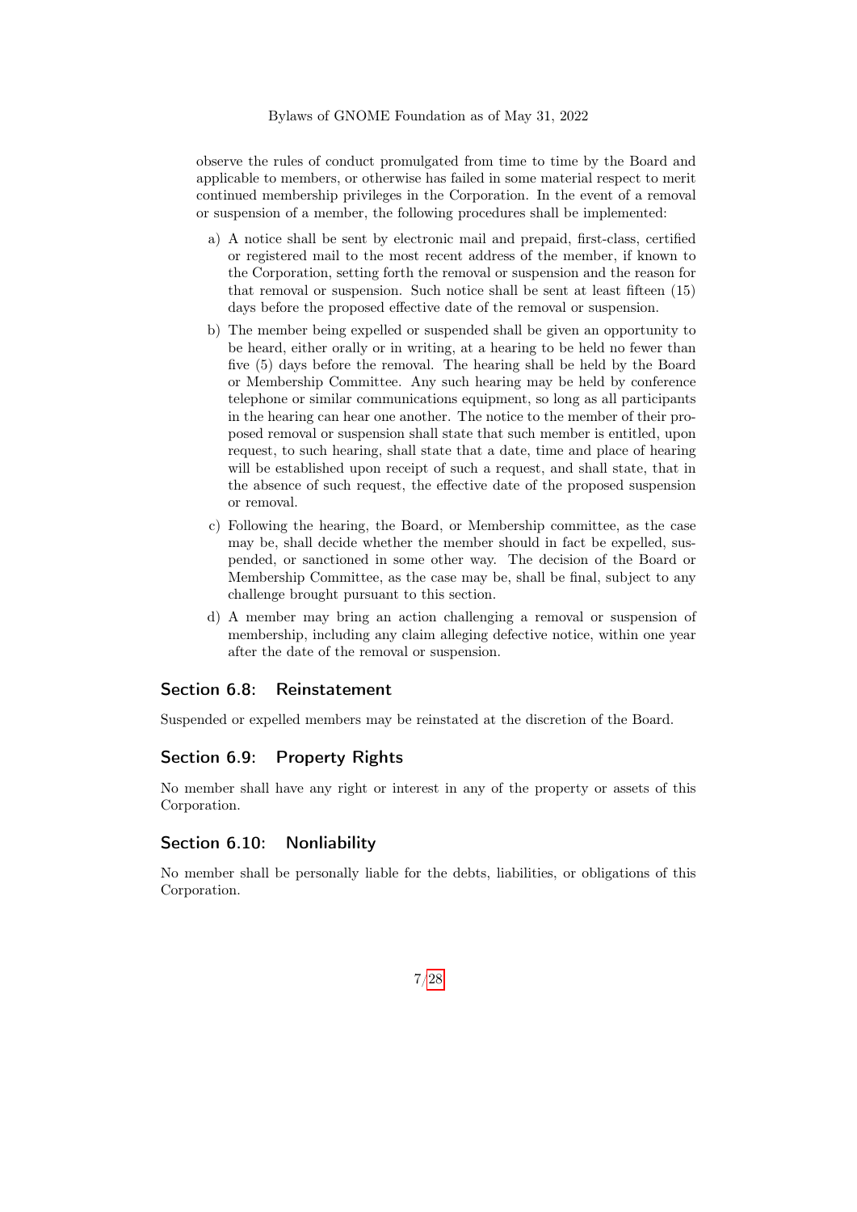observe the rules of conduct promulgated from time to time by the Board and applicable to members, or otherwise has failed in some material respect to merit continued membership privileges in the Corporation. In the event of a removal or suspension of a member, the following procedures shall be implemented:

a) A notice shall be sent by electronic mail and prepaid, first-class, certified or registered mail to the most recent address of the member, if known to the Corporation, setting forth the removal or suspension and the reason for that removal or suspension. Such notice shall be sent at least fifteen (15) days before the proposed effective date of the removal or suspension.

b) The member being expelled or suspended shall be given an opportunity to be heard, either orally or in writing, at a hearing to be held no fewer than five (5) days before the removal. The hearing shall be held by the Board or Membership Committee. Any such hearing may be held by conference telephone or similar communications equipment, so long as all participants in the hearing can hear one another. The notice to the member of their proposed removal or suspension shall state that such member is entitled, upon request, to such hearing, shall state that a date, time and place of hearing will be established upon receipt of such a request, and shall state, that in the absence of such request, the effective date of the proposed suspension or removal.

c) Following the hearing, the Board, or Membership committee, as the case may be, shall decide whether the member should in fact be expelled, suspended, or sanctioned in some other way. The decision of the Board or Membership Committee, as the case may be, shall be final, subject to any challenge brought pursuant to this section.

d) A member may bring an action challenging a removal or suspension of membership, including any claim alleging defective notice, within one year after the date of the removal or suspension.

## Section 6.8: Reinstatement

Suspended or expelled members may be reinstated at the discretion of the Board.

## Section 6.9: Property Rights

No member shall have any right or interest in any of the property or assets of this Corporation.

## Section 6.10: Nonliability

No member shall be personally liable for the debts, liabilities, or obligations of this Corporation.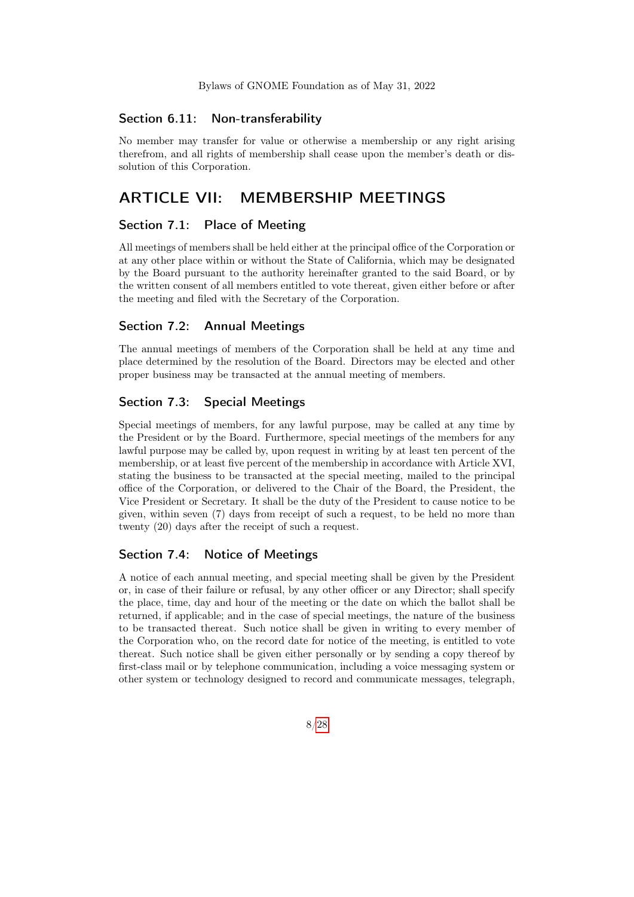### Section 6.11: Non-transferability

No member may transfer for value or otherwise a membership or any right arising therefrom, and all rights of membership shall cease upon the member's death or dissolution of this Corporation.

## ARTICLE VII: MEMBERSHIP MEETINGS

### Section 7.1: Place of Meeting

All meetings of members shall be held either at the principal office of the Corporation or at any other place within or without the State of California, which may be designated by the Board pursuant to the authority hereinafter granted to the said Board, or by the written consent of all members entitled to vote thereat, given either before or after the meeting and filed with the Secretary of the Corporation.

### Section 7.2: Annual Meetings

The annual meetings of members of the Corporation shall be held at any time and place determined by the resolution of the Board. Directors may be elected and other proper business may be transacted at the annual meeting of members.

### Section 7.3: Special Meetings

Special meetings of members, for any lawful purpose, may be called at any time by the President or by the Board. Furthermore, special meetings of the members for any lawful purpose may be called by, upon request in writing by at least ten percent of the membership, or at least five percent of the membership in accordance with Article XVI, stating the business to be transacted at the special meeting, mailed to the principal office of the Corporation, or delivered to the Chair of the Board, the President, the Vice President or Secretary. It shall be the duty of the President to cause notice to be given, within seven (7) days from receipt of such a request, to be held no more than twenty (20) days after the receipt of such a request.

### Section 7.4: Notice of Meetings

A notice of each annual meeting, and special meeting shall be given by the President or, in case of their failure or refusal, by any other officer or any Director; shall specify the place, time, day and hour of the meeting or the date on which the ballot shall be returned, if applicable; and in the case of special meetings, the nature of the business to be transacted thereat. Such notice shall be given in writing to every member of the Corporation who, on the record date for notice of the meeting, is entitled to vote thereat. Such notice shall be given either personally or by sending a copy thereof by first-class mail or by telephone communication, including a voice messaging system or other system or technology designed to record and communicate messages, telegraph,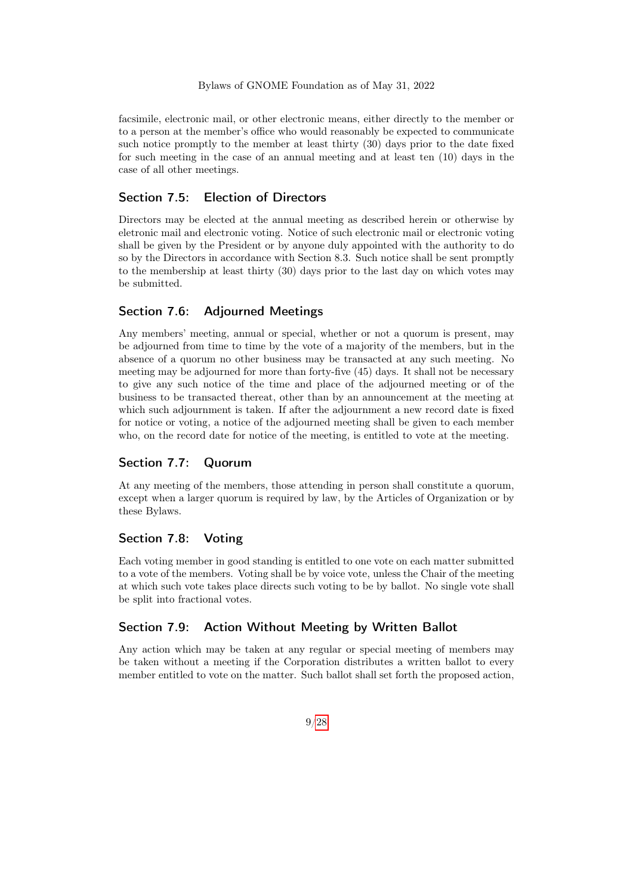facsimile, electronic mail, or other electronic means, either directly to the member or to a person at the member's office who would reasonably be expected to communicate such notice promptly to the member at least thirty (30) days prior to the date fixed for such meeting in the case of an annual meeting and at least ten (10) days in the case of all other meetings.

## Section 7.5: Election of Directors

Directors may be elected at the annual meeting as described herein or otherwise by eletronic mail and electronic voting. Notice of such electronic mail or electronic voting shall be given by the President or by anyone duly appointed with the authority to do so by the Directors in accordance with Section 8.3. Such notice shall be sent promptly to the membership at least thirty (30) days prior to the last day on which votes may be submitted.

## Section 7.6: Adjourned Meetings

Any members' meeting, annual or special, whether or not a quorum is present, may be adjourned from time to time by the vote of a majority of the members, but in the absence of a quorum no other business may be transacted at any such meeting. No meeting may be adjourned for more than forty-five (45) days. It shall not be necessary to give any such notice of the time and place of the adjourned meeting or of the business to be transacted thereat, other than by an announcement at the meeting at which such adjournment is taken. If after the adjournment a new record date is fixed for notice or voting, a notice of the adjourned meeting shall be given to each member who, on the record date for notice of the meeting, is entitled to vote at the meeting.

## Section 7.7: Quorum

At any meeting of the members, those attending in person shall constitute a quorum, except when a larger quorum is required by law, by the Articles of Organization or by these Bylaws.

## Section 7.8: Voting

Each voting member in good standing is entitled to one vote on each matter submitted to a vote of the members. Voting shall be by voice vote, unless the Chair of the meeting at which such vote takes place directs such voting to be by ballot. No single vote shall be split into fractional votes.

## Section 7.9: Action Without Meeting by Written Ballot

Any action which may be taken at any regular or special meeting of members may be taken without a meeting if the Corporation distributes a written ballot to every member entitled to vote on the matter. Such ballot shall set forth the proposed action,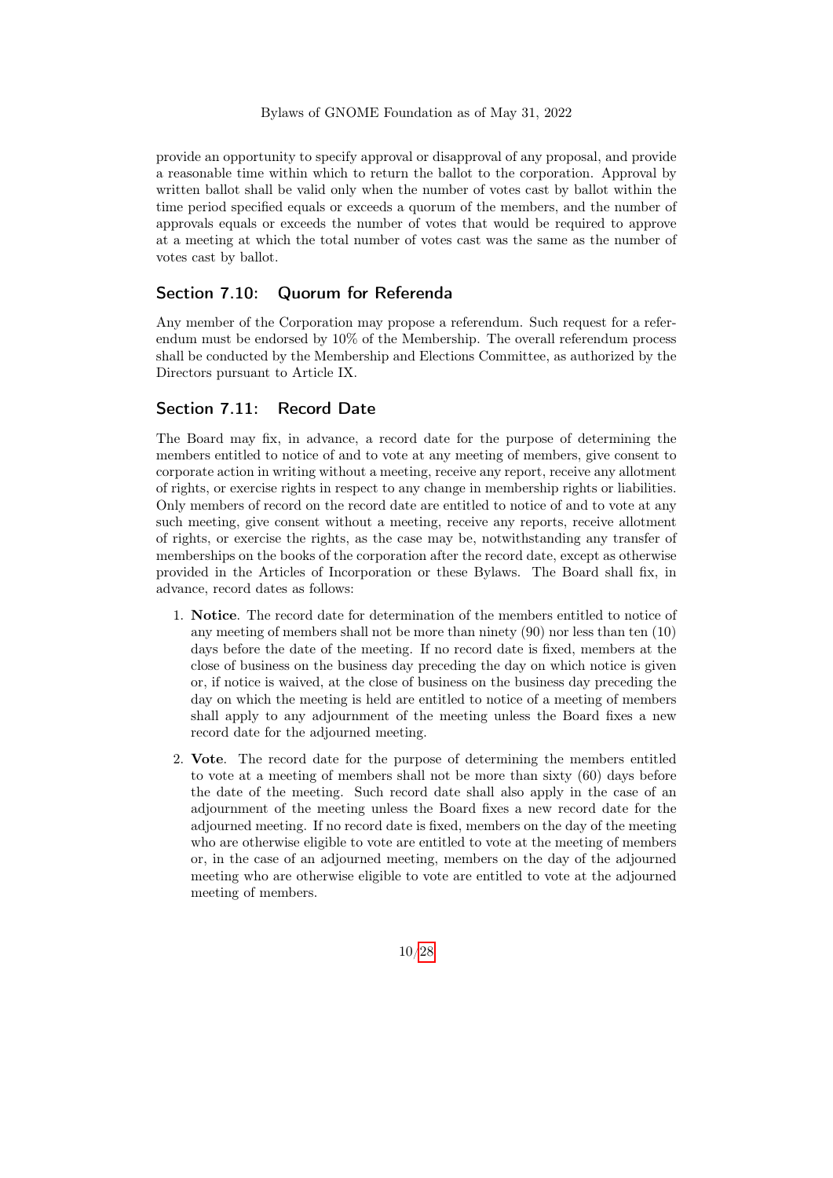provide an opportunity to specify approval or disapproval of any proposal, and provide a reasonable time within which to return the ballot to the corporation. Approval by written ballot shall be valid only when the number of votes cast by ballot within the time period specified equals or exceeds a quorum of the members, and the number of approvals equals or exceeds the number of votes that would be required to approve at a meeting at which the total number of votes cast was the same as the number of votes cast by ballot.

## Section 7.10: Quorum for Referenda

Any member of the Corporation may propose a referendum. Such request for a referendum must be endorsed by 10% of the Membership. The overall referendum process shall be conducted by the Membership and Elections Committee, as authorized by the Directors pursuant to Article IX.

## Section 7.11: Record Date

The Board may fix, in advance, a record date for the purpose of determining the members entitled to notice of and to vote at any meeting of members, give consent to corporate action in writing without a meeting, receive any report, receive any allotment of rights, or exercise rights in respect to any change in membership rights or liabilities. Only members of record on the record date are entitled to notice of and to vote at any such meeting, give consent without a meeting, receive any reports, receive allotment of rights, or exercise the rights, as the case may be, notwithstanding any transfer of memberships on the books of the corporation after the record date, except as otherwise provided in the Articles of Incorporation or these Bylaws. The Board shall fix, in advance, record dates as follows:

1. **Notice**. The record date for determination of the members entitled to notice of any meeting of members shall not be more than ninety (90) nor less than ten (10) days before the date of the meeting. If no record date is fixed, members at the close of business on the business day preceding the day on which notice is given or, if notice is waived, at the close of business on the business day preceding the day on which the meeting is held are entitled to notice of a meeting of members shall apply to any adjournment of the meeting unless the Board fixes a new record date for the adjourned meeting.
2. **Vote**. The record date for the purpose of determining the members entitled to vote at a meeting of members shall not be more than sixty (60) days before the date of the meeting. Such record date shall also apply in the case of an adjournment of the meeting unless the Board fixes a new record date for the adjourned meeting. If no record date is fixed, members on the day of the meeting who are otherwise eligible to vote are entitled to vote at the meeting of members or, in the case of an adjourned meeting, members on the day of the adjourned meeting who are otherwise eligible to vote are entitled to vote at the adjourned meeting of members.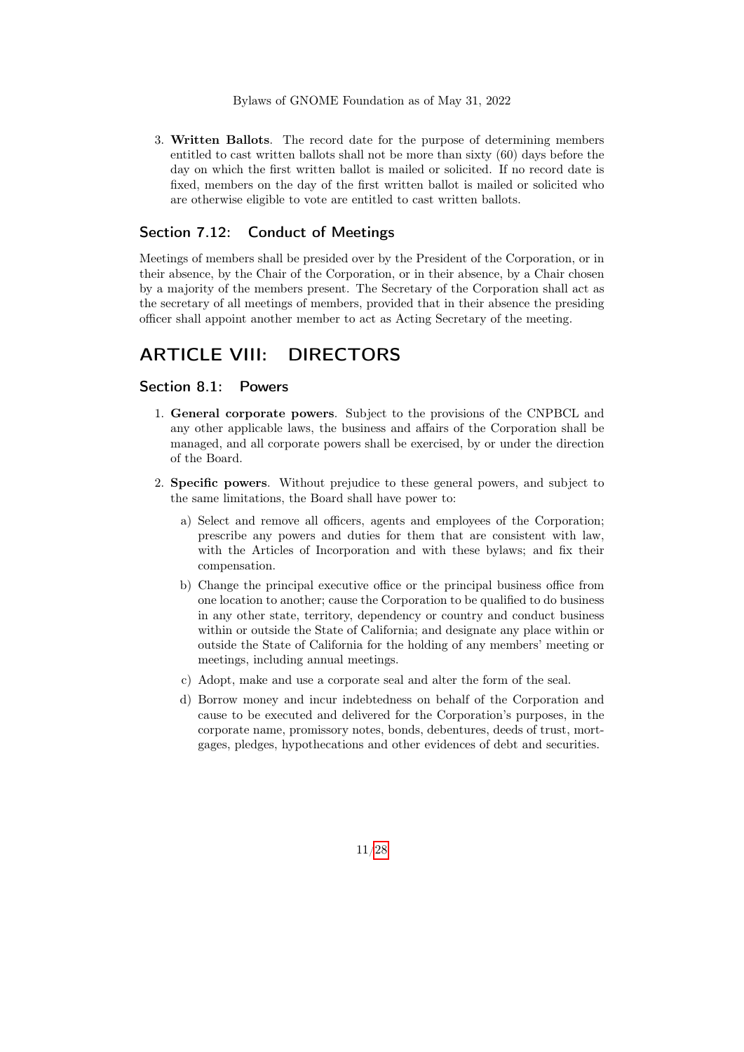3. **Written Ballots**. The record date for the purpose of determining members entitled to cast written ballots shall not be more than sixty (60) days before the day on which the first written ballot is mailed or solicited. If no record date is fixed, members on the day of the first written ballot is mailed or solicited who are otherwise eligible to vote are entitled to cast written ballots.

### Section 7.12: Conduct of Meetings

Meetings of members shall be presided over by the President of the Corporation, or in their absence, by the Chair of the Corporation, or in their absence, by a Chair chosen by a majority of the members present. The Secretary of the Corporation shall act as the secretary of all meetings of members, provided that in their absence the presiding officer shall appoint another member to act as Acting Secretary of the meeting.

## ARTICLE VIII: DIRECTORS

### Section 8.1: Powers

1. **General corporate powers**. Subject to the provisions of the CNPBCL and any other applicable laws, the business and affairs of the Corporation shall be managed, and all corporate powers shall be exercised, by or under the direction of the Board.

2. **Specific powers**. Without prejudice to these general powers, and subject to the same limitations, the Board shall have power to:

   a) Select and remove all officers, agents and employees of the Corporation; prescribe any powers and duties for them that are consistent with law, with the Articles of Incorporation and with these bylaws; and fix their compensation.

   b) Change the principal executive office or the principal business office from one location to another; cause the Corporation to be qualified to do business in any other state, territory, dependency or country and conduct business within or outside the State of California; and designate any place within or outside the State of California for the holding of any members' meeting or meetings, including annual meetings.

   c) Adopt, make and use a corporate seal and alter the form of the seal.

   d) Borrow money and incur indebtedness on behalf of the Corporation and cause to be executed and delivered for the Corporation's purposes, in the corporate name, promissory notes, bonds, debentures, deeds of trust, mortgages, pledges, hypothecations and other evidences of debt and securities.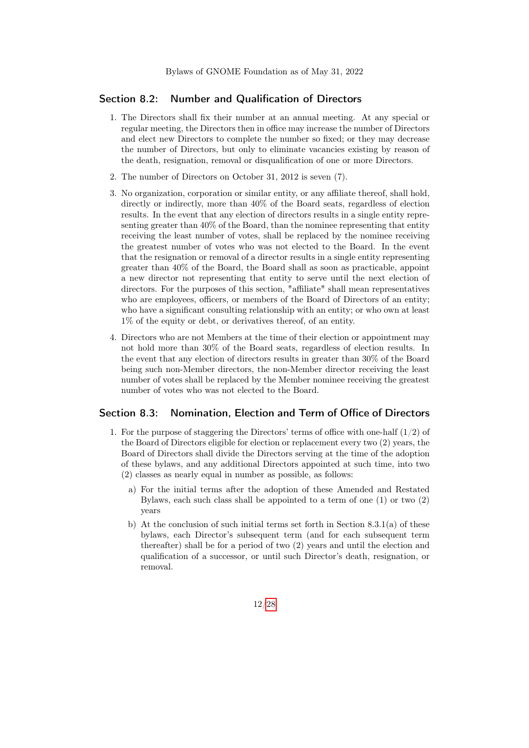## Section 8.2: Number and Qualification of Directors

1. The Directors shall fix their number at an annual meeting. At any special or regular meeting, the Directors then in office may increase the number of Directors and elect new Directors to complete the number so fixed; or they may decrease the number of Directors, but only to eliminate vacancies existing by reason of the death, resignation, removal or disqualification of one or more Directors.

2. The number of Directors on October 31, 2012 is seven (7).

3. No organization, corporation or similar entity, or any affiliate thereof, shall hold, directly or indirectly, more than 40% of the Board seats, regardless of election results. In the event that any election of directors results in a single entity representing greater than 40% of the Board, than the nominee representing that entity receiving the least number of votes, shall be replaced by the nominee receiving the greatest number of votes who was not elected to the Board. In the event that the resignation or removal of a director results in a single entity representing greater than 40% of the Board, the Board shall as soon as practicable, appoint a new director not representing that entity to serve until the next election of directors. For the purposes of this section, "affiliate" shall mean representatives who are employees, officers, or members of the Board of Directors of an entity; who have a significant consulting relationship with an entity; or who own at least 1% of the equity or debt, or derivatives thereof, of an entity.

4. Directors who are not Members at the time of their election or appointment may not hold more than 30% of the Board seats, regardless of election results. In the event that any election of directors results in greater than 30% of the Board being such non-Member directors, the non-Member director receiving the least number of votes shall be replaced by the Member nominee receiving the greatest number of votes who was not elected to the Board.

## Section 8.3: Nomination, Election and Term of Office of Directors

1. For the purpose of staggering the Directors' terms of office with one-half (1/2) of the Board of Directors eligible for election or replacement every two (2) years, the Board of Directors shall divide the Directors serving at the time of the adoption of these bylaws, and any additional Directors appointed at such time, into two (2) classes as nearly equal in number as possible, as follows:

   a) For the initial terms after the adoption of these Amended and Restated Bylaws, each such class shall be appointed to a term of one (1) or two (2) years

   b) At the conclusion of such initial terms set forth in Section 8.3.1(a) of these bylaws, each Director's subsequent term (and for each subsequent term thereafter) shall be for a period of two (2) years and until the election and qualification of a successor, or until such Director's death, resignation, or removal.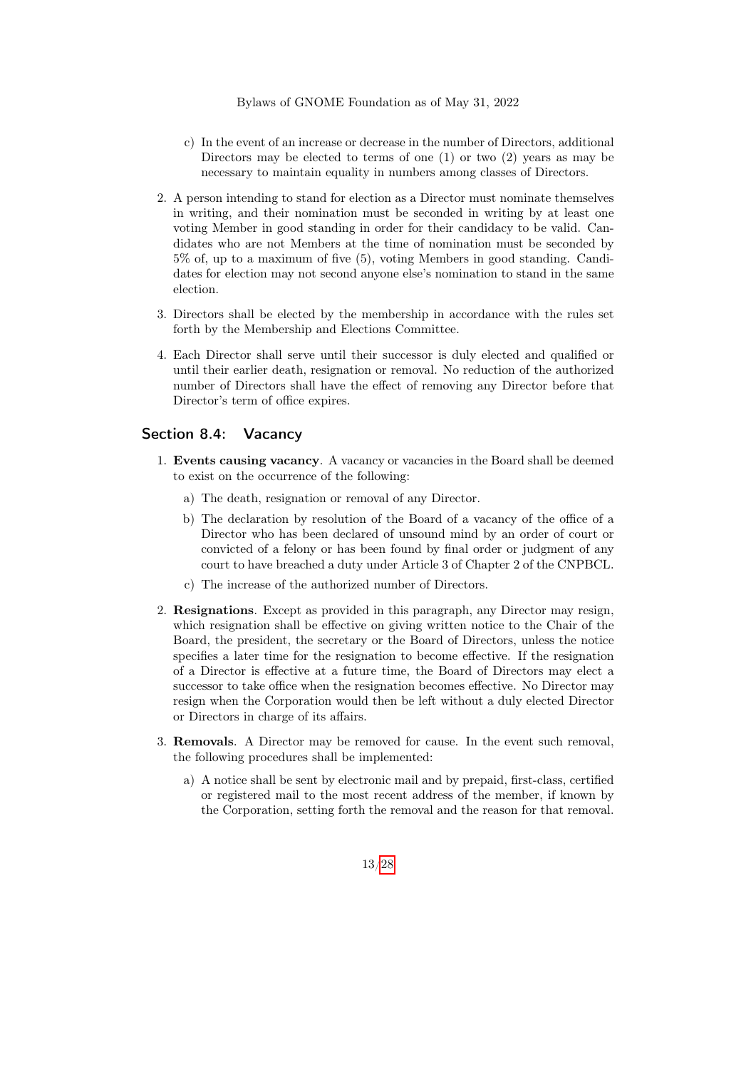c) In the event of an increase or decrease in the number of Directors, additional Directors may be elected to terms of one (1) or two (2) years as may be necessary to maintain equality in numbers among classes of Directors.

2. A person intending to stand for election as a Director must nominate themselves in writing, and their nomination must be seconded in writing by at least one voting Member in good standing in order for their candidacy to be valid. Candidates who are not Members at the time of nomination must be seconded by 5% of, up to a maximum of five (5), voting Members in good standing. Candidates for election may not second anyone else's nomination to stand in the same election.

3. Directors shall be elected by the membership in accordance with the rules set forth by the Membership and Elections Committee.

4. Each Director shall serve until their successor is duly elected and qualified or until their earlier death, resignation or removal. No reduction of the authorized number of Directors shall have the effect of removing any Director before that Director's term of office expires.

## Section 8.4: Vacancy

1. **Events causing vacancy**. A vacancy or vacancies in the Board shall be deemed to exist on the occurrence of the following:
   a) The death, resignation or removal of any Director.
   b) The declaration by resolution of the Board of a vacancy of the office of a Director who has been declared of unsound mind by an order of court or convicted of a felony or has been found by final order or judgment of any court to have breached a duty under Article 3 of Chapter 2 of the CNPBCL.
   c) The increase of the authorized number of Directors.

2. **Resignations**. Except as provided in this paragraph, any Director may resign, which resignation shall be effective on giving written notice to the Chair of the Board, the president, the secretary or the Board of Directors, unless the notice specifies a later time for the resignation to become effective. If the resignation of a Director is effective at a future time, the Board of Directors may elect a successor to take office when the resignation becomes effective. No Director may resign when the Corporation would then be left without a duly elected Director or Directors in charge of its affairs.

3. **Removals**. A Director may be removed for cause. In the event such removal, the following procedures shall be implemented:
   a) A notice shall be sent by electronic mail and by prepaid, first-class, certified or registered mail to the most recent address of the member, if known by the Corporation, setting forth the removal and the reason for that removal.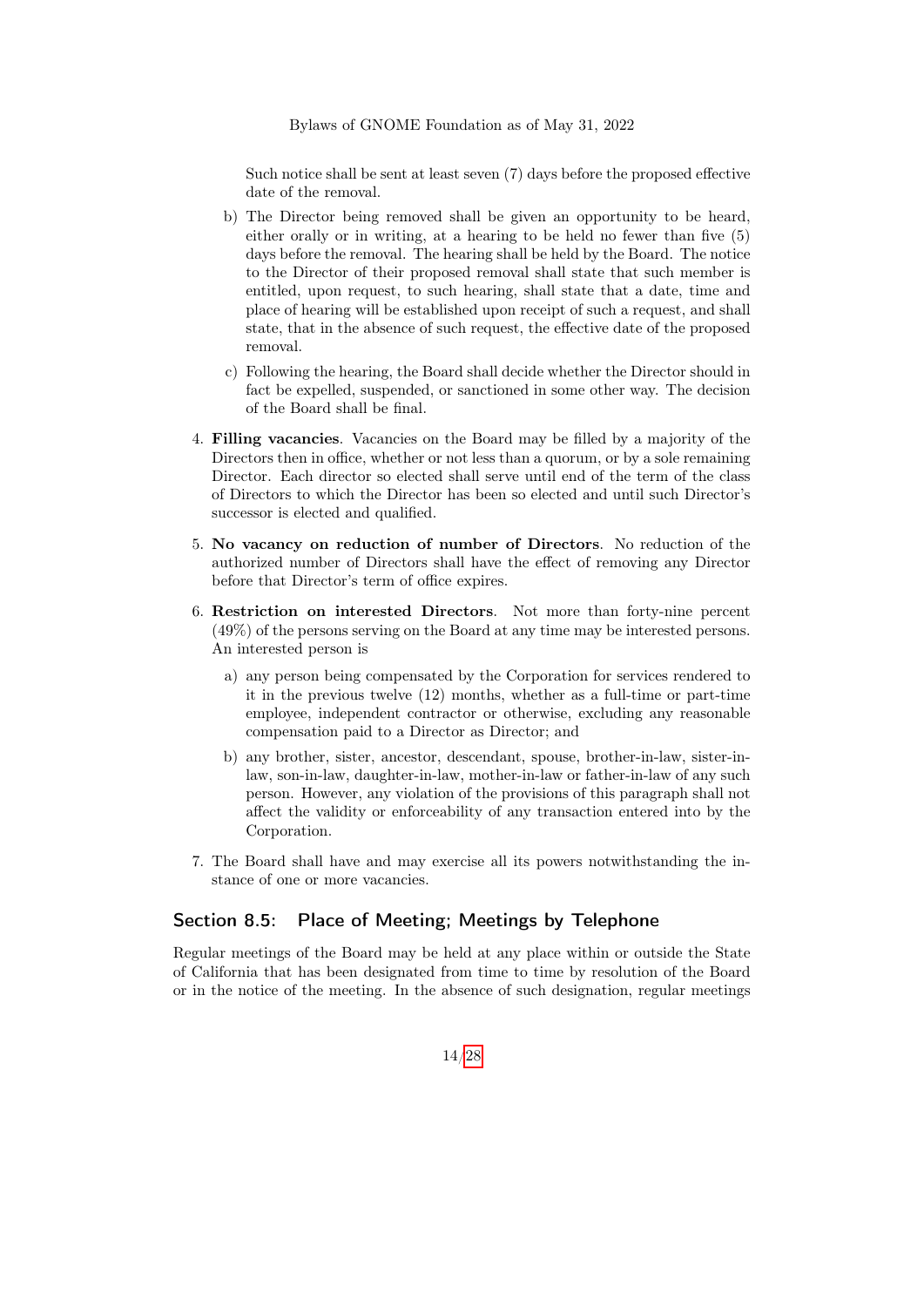Such notice shall be sent at least seven (7) days before the proposed effective date of the removal.

b) The Director being removed shall be given an opportunity to be heard, either orally or in writing, at a hearing to be held no fewer than five (5) days before the removal. The hearing shall be held by the Board. The notice to the Director of their proposed removal shall state that such member is entitled, upon request, to such hearing, shall state that a date, time and place of hearing will be established upon receipt of such a request, and shall state, that in the absence of such request, the effective date of the proposed removal.

c) Following the hearing, the Board shall decide whether the Director should in fact be expelled, suspended, or sanctioned in some other way. The decision of the Board shall be final.

4. **Filling vacancies**. Vacancies on the Board may be filled by a majority of the Directors then in office, whether or not less than a quorum, or by a sole remaining Director. Each director so elected shall serve until end of the term of the class of Directors to which the Director has been so elected and until such Director's successor is elected and qualified.

5. **No vacancy on reduction of number of Directors**. No reduction of the authorized number of Directors shall have the effect of removing any Director before that Director's term of office expires.

6. **Restriction on interested Directors**. Not more than forty-nine percent (49%) of the persons serving on the Board at any time may be interested persons. An interested person is

   a) any person being compensated by the Corporation for services rendered to it in the previous twelve (12) months, whether as a full-time or part-time employee, independent contractor or otherwise, excluding any reasonable compensation paid to a Director as Director; and

   b) any brother, sister, ancestor, descendant, spouse, brother-in-law, sister-in-law, son-in-law, daughter-in-law, mother-in-law or father-in-law of any such person. However, any violation of the provisions of this paragraph shall not affect the validity or enforceability of any transaction entered into by the Corporation.

7. The Board shall have and may exercise all its powers notwithstanding the instance of one or more vacancies.

## Section 8.5: Place of Meeting; Meetings by Telephone

Regular meetings of the Board may be held at any place within or outside the State of California that has been designated from time to time by resolution of the Board or in the notice of the meeting. In the absence of such designation, regular meetings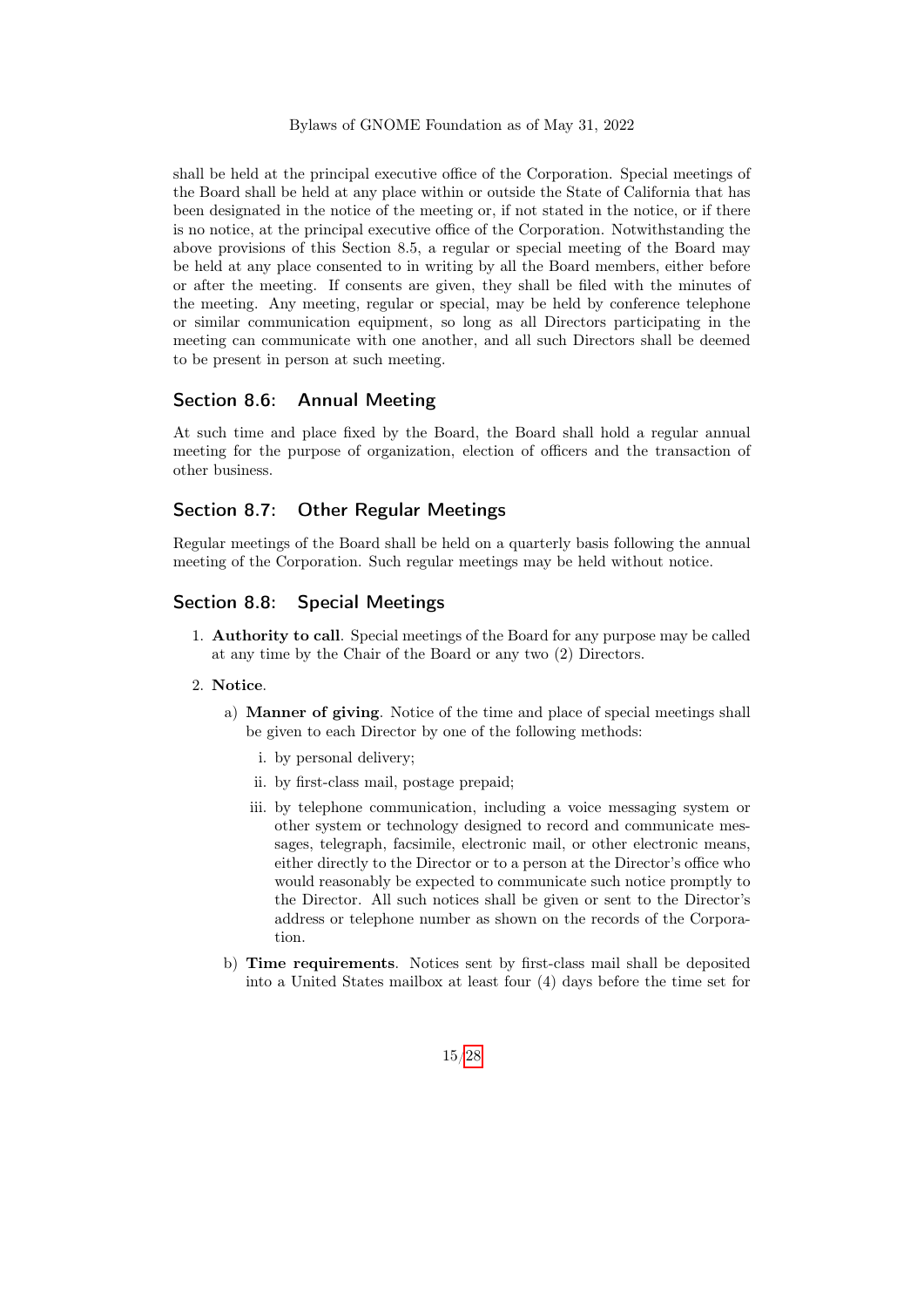shall be held at the principal executive office of the Corporation. Special meetings of the Board shall be held at any place within or outside the State of California that has been designated in the notice of the meeting or, if not stated in the notice, or if there is no notice, at the principal executive office of the Corporation. Notwithstanding the above provisions of this Section 8.5, a regular or special meeting of the Board may be held at any place consented to in writing by all the Board members, either before or after the meeting. If consents are given, they shall be filed with the minutes of the meeting. Any meeting, regular or special, may be held by conference telephone or similar communication equipment, so long as all Directors participating in the meeting can communicate with one another, and all such Directors shall be deemed to be present in person at such meeting.

## Section 8.6: Annual Meeting

At such time and place fixed by the Board, the Board shall hold a regular annual meeting for the purpose of organization, election of officers and the transaction of other business.

## Section 8.7: Other Regular Meetings

Regular meetings of the Board shall be held on a quarterly basis following the annual meeting of the Corporation. Such regular meetings may be held without notice.

## Section 8.8: Special Meetings

1. **Authority to call**. Special meetings of the Board for any purpose may be called at any time by the Chair of the Board or any two (2) Directors.
2. **Notice**.
   a) **Manner of giving**. Notice of the time and place of special meetings shall be given to each Director by one of the following methods:
      i. by personal delivery;
      ii. by first-class mail, postage prepaid;
      iii. by telephone communication, including a voice messaging system or other system or technology designed to record and communicate messages, telegraph, facsimile, electronic mail, or other electronic means, either directly to the Director or to a person at the Director's office who would reasonably be expected to communicate such notice promptly to the Director. All such notices shall be given or sent to the Director's address or telephone number as shown on the records of the Corporation.

   b) **Time requirements**. Notices sent by first-class mail shall be deposited into a United States mailbox at least four (4) days before the time set for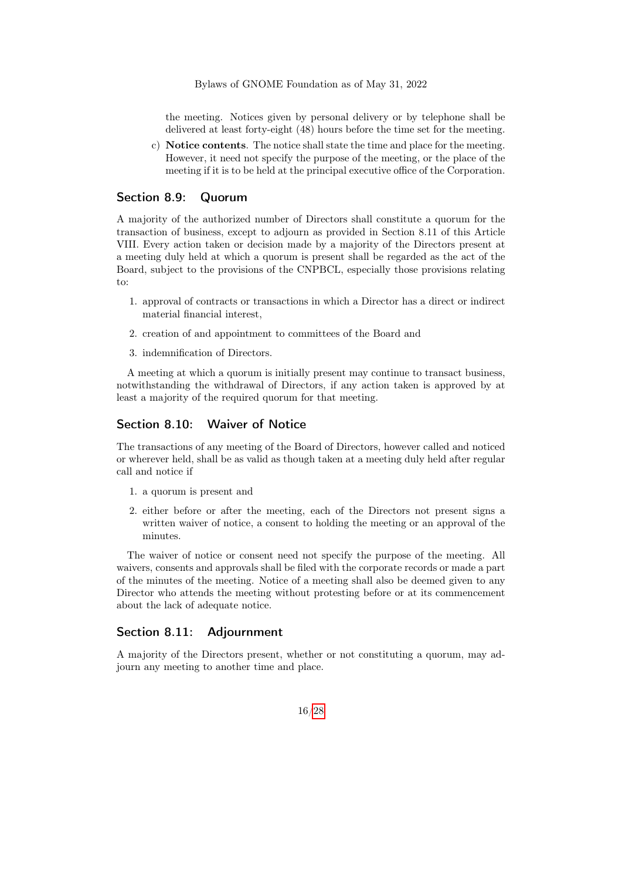the meeting. Notices given by personal delivery or by telephone shall be delivered at least forty-eight (48) hours before the time set for the meeting.

c) **Notice contents**. The notice shall state the time and place for the meeting. However, it need not specify the purpose of the meeting, or the place of the meeting if it is to be held at the principal executive office of the Corporation.

## Section 8.9: Quorum

A majority of the authorized number of Directors shall constitute a quorum for the transaction of business, except to adjourn as provided in Section 8.11 of this Article VIII. Every action taken or decision made by a majority of the Directors present at a meeting duly held at which a quorum is present shall be regarded as the act of the Board, subject to the provisions of the CNPBCL, especially those provisions relating to:

1. approval of contracts or transactions in which a Director has a direct or indirect material financial interest,
2. creation of and appointment to committees of the Board and
3. indemnification of Directors.

A meeting at which a quorum is initially present may continue to transact business, notwithstanding the withdrawal of Directors, if any action taken is approved by at least a majority of the required quorum for that meeting.

## Section 8.10: Waiver of Notice

The transactions of any meeting of the Board of Directors, however called and noticed or wherever held, shall be as valid as though taken at a meeting duly held after regular call and notice if

1. a quorum is present and
2. either before or after the meeting, each of the Directors not present signs a written waiver of notice, a consent to holding the meeting or an approval of the minutes.

The waiver of notice or consent need not specify the purpose of the meeting. All waivers, consents and approvals shall be filed with the corporate records or made a part of the minutes of the meeting. Notice of a meeting shall also be deemed given to any Director who attends the meeting without protesting before or at its commencement about the lack of adequate notice.

## Section 8.11: Adjournment

A majority of the Directors present, whether or not constituting a quorum, may adjourn any meeting to another time and place.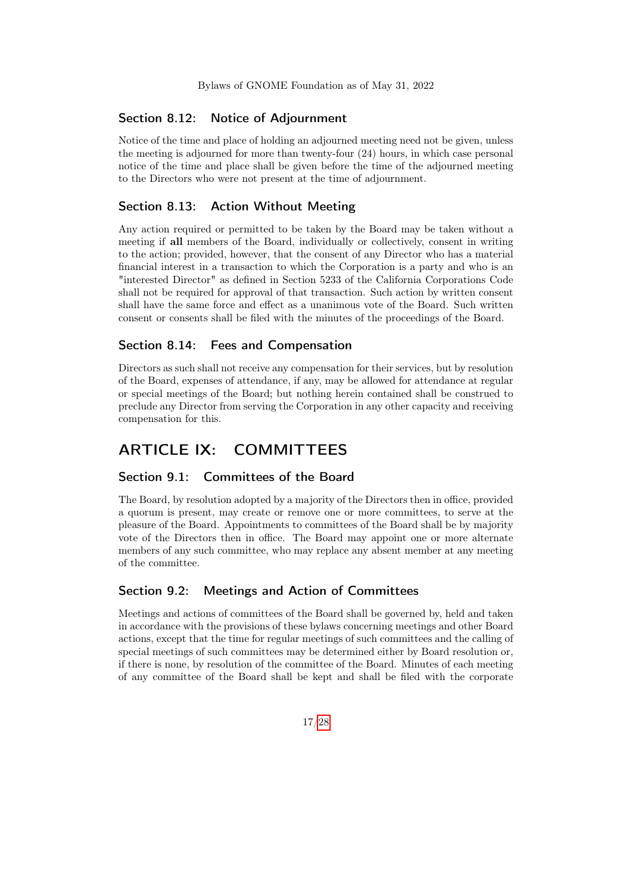### Section 8.12: Notice of Adjournment

Notice of the time and place of holding an adjourned meeting need not be given, unless the meeting is adjourned for more than twenty-four (24) hours, in which case personal notice of the time and place shall be given before the time of the adjourned meeting to the Directors who were not present at the time of adjournment.

### Section 8.13: Action Without Meeting

Any action required or permitted to be taken by the Board may be taken without a meeting if **all** members of the Board, individually or collectively, consent in writing to the action; provided, however, that the consent of any Director who has a material financial interest in a transaction to which the Corporation is a party and who is an "interested Director" as defined in Section 5233 of the California Corporations Code shall not be required for approval of that transaction. Such action by written consent shall have the same force and effect as a unanimous vote of the Board. Such written consent or consents shall be filed with the minutes of the proceedings of the Board.

### Section 8.14: Fees and Compensation

Directors as such shall not receive any compensation for their services, but by resolution of the Board, expenses of attendance, if any, may be allowed for attendance at regular or special meetings of the Board; but nothing herein contained shall be construed to preclude any Director from serving the Corporation in any other capacity and receiving compensation for this.

## ARTICLE IX: COMMITTEES

### Section 9.1: Committees of the Board

The Board, by resolution adopted by a majority of the Directors then in office, provided a quorum is present, may create or remove one or more committees, to serve at the pleasure of the Board. Appointments to committees of the Board shall be by majority vote of the Directors then in office. The Board may appoint one or more alternate members of any such committee, who may replace any absent member at any meeting of the committee.

### Section 9.2: Meetings and Action of Committees

Meetings and actions of committees of the Board shall be governed by, held and taken in accordance with the provisions of these bylaws concerning meetings and other Board actions, except that the time for regular meetings of such committees and the calling of special meetings of such committees may be determined either by Board resolution or, if there is none, by resolution of the committee of the Board. Minutes of each meeting of any committee of the Board shall be kept and shall be filed with the corporate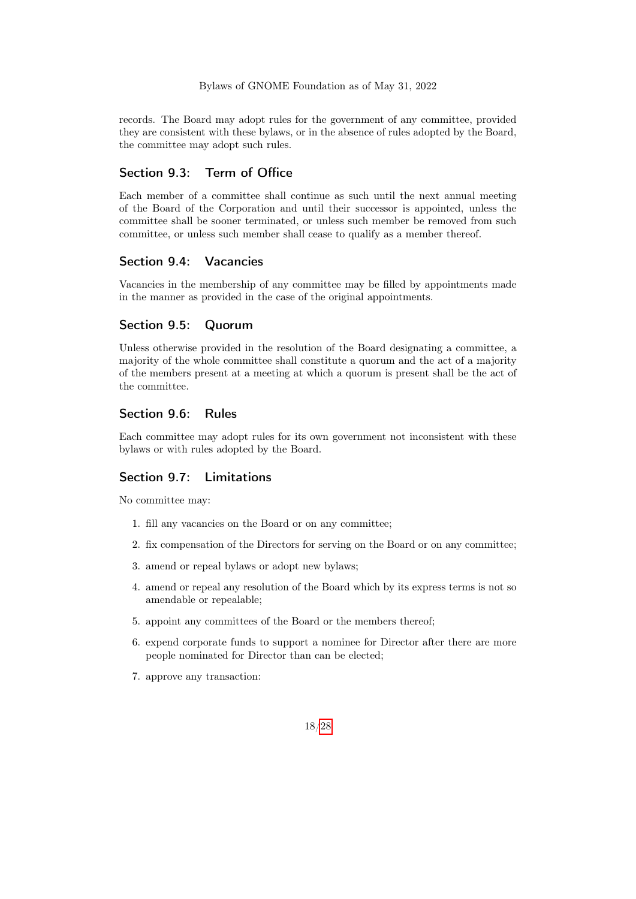records. The Board may adopt rules for the government of any committee, provided they are consistent with these bylaws, or in the absence of rules adopted by the Board, the committee may adopt such rules.

### Section 9.3: Term of Office

Each member of a committee shall continue as such until the next annual meeting of the Board of the Corporation and until their successor is appointed, unless the committee shall be sooner terminated, or unless such member be removed from such committee, or unless such member shall cease to qualify as a member thereof.

### Section 9.4: Vacancies

Vacancies in the membership of any committee may be filled by appointments made in the manner as provided in the case of the original appointments.

### Section 9.5: Quorum

Unless otherwise provided in the resolution of the Board designating a committee, a majority of the whole committee shall constitute a quorum and the act of a majority of the members present at a meeting at which a quorum is present shall be the act of the committee.

### Section 9.6: Rules

Each committee may adopt rules for its own government not inconsistent with these bylaws or with rules adopted by the Board.

### Section 9.7: Limitations

No committee may:

1. fill any vacancies on the Board or on any committee;
2. fix compensation of the Directors for serving on the Board or on any committee;
3. amend or repeal bylaws or adopt new bylaws;
4. amend or repeal any resolution of the Board which by its express terms is not so amendable or repealable;
5. appoint any committees of the Board or the members thereof;
6. expend corporate funds to support a nominee for Director after there are more people nominated for Director than can be elected;
7. approve any transaction: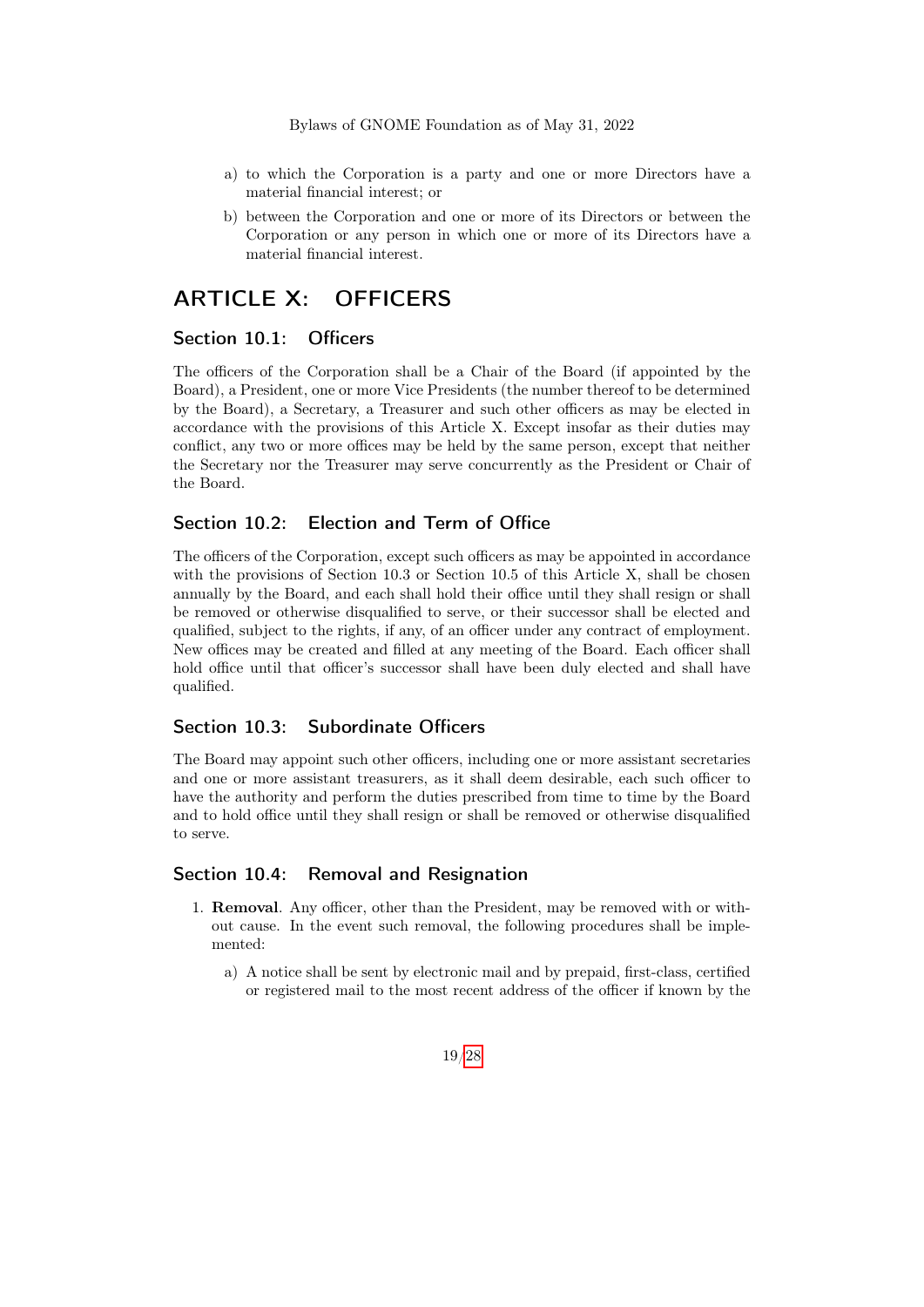a) to which the Corporation is a party and one or more Directors have a material financial interest; or

b) between the Corporation and one or more of its Directors or between the Corporation or any person in which one or more of its Directors have a material financial interest.

# ARTICLE X: OFFICERS

## Section 10.1: Officers

The officers of the Corporation shall be a Chair of the Board (if appointed by the Board), a President, one or more Vice Presidents (the number thereof to be determined by the Board), a Secretary, a Treasurer and such other officers as may be elected in accordance with the provisions of this Article X. Except insofar as their duties may conflict, any two or more offices may be held by the same person, except that neither the Secretary nor the Treasurer may serve concurrently as the President or Chair of the Board.

## Section 10.2: Election and Term of Office

The officers of the Corporation, except such officers as may be appointed in accordance with the provisions of Section 10.3 or Section 10.5 of this Article X, shall be chosen annually by the Board, and each shall hold their office until they shall resign or shall be removed or otherwise disqualified to serve, or their successor shall be elected and qualified, subject to the rights, if any, of an officer under any contract of employment. New offices may be created and filled at any meeting of the Board. Each officer shall hold office until that officer's successor shall have been duly elected and shall have qualified.

## Section 10.3: Subordinate Officers

The Board may appoint such other officers, including one or more assistant secretaries and one or more assistant treasurers, as it shall deem desirable, each such officer to have the authority and perform the duties prescribed from time to time by the Board and to hold office until they shall resign or shall be removed or otherwise disqualified to serve.

## Section 10.4: Removal and Resignation

1. **Removal**. Any officer, other than the President, may be removed with or without cause. In the event such removal, the following procedures shall be implemented:

   a) A notice shall be sent by electronic mail and by prepaid, first-class, certified or registered mail to the most recent address of the officer if known by the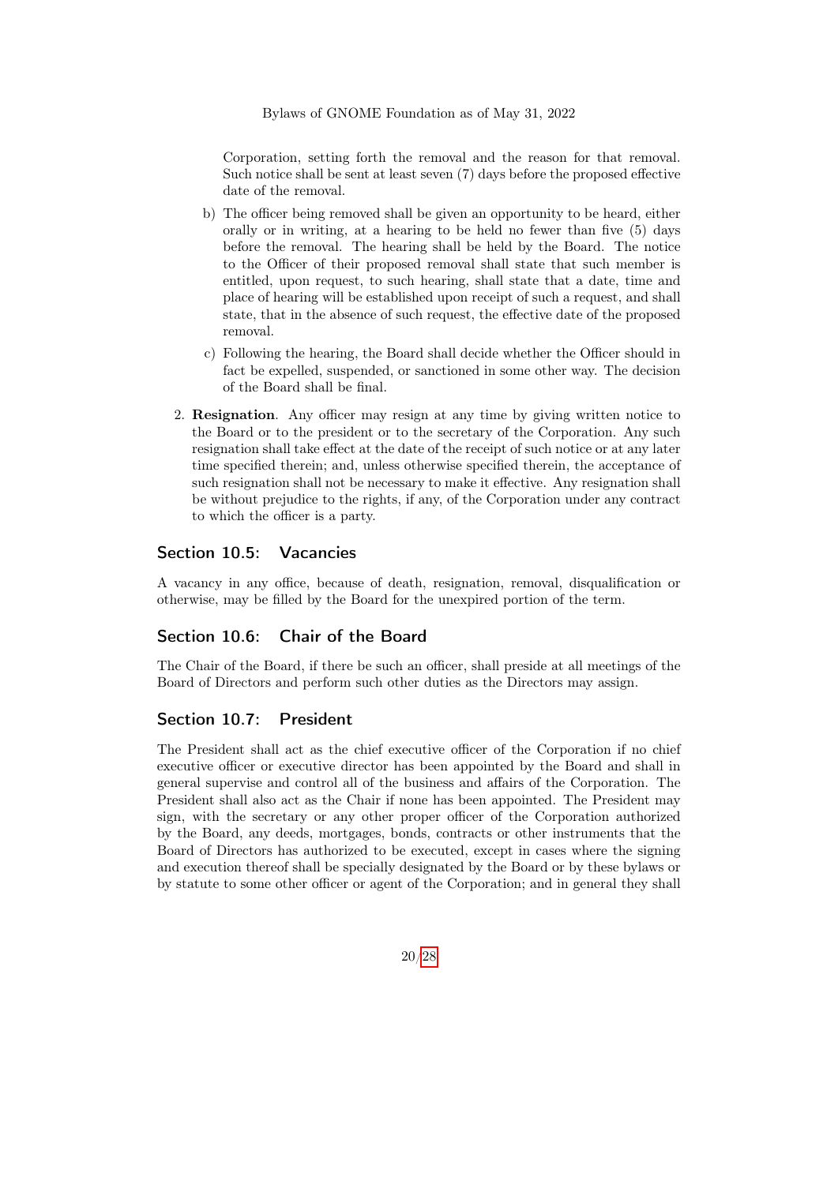Corporation, setting forth the removal and the reason for that removal. Such notice shall be sent at least seven (7) days before the proposed effective date of the removal.

   b) The officer being removed shall be given an opportunity to be heard, either orally or in writing, at a hearing to be held no fewer than five (5) days before the removal. The hearing shall be held by the Board. The notice to the Officer of their proposed removal shall state that such member is entitled, upon request, to such hearing, shall state that a date, time and place of hearing will be established upon receipt of such a request, and shall state, that in the absence of such request, the effective date of the proposed removal.

   c) Following the hearing, the Board shall decide whether the Officer should in fact be expelled, suspended, or sanctioned in some other way. The decision of the Board shall be final.

2. **Resignation**. Any officer may resign at any time by giving written notice to the Board or to the president or to the secretary of the Corporation. Any such resignation shall take effect at the date of the receipt of such notice or at any later time specified therein; and, unless otherwise specified therein, the acceptance of such resignation shall not be necessary to make it effective. Any resignation shall be without prejudice to the rights, if any, of the Corporation under any contract to which the officer is a party.

## Section 10.5: Vacancies

A vacancy in any office, because of death, resignation, removal, disqualification or otherwise, may be filled by the Board for the unexpired portion of the term.

## Section 10.6: Chair of the Board

The Chair of the Board, if there be such an officer, shall preside at all meetings of the Board of Directors and perform such other duties as the Directors may assign.

## Section 10.7: President

The President shall act as the chief executive officer of the Corporation if no chief executive officer or executive director has been appointed by the Board and shall in general supervise and control all of the business and affairs of the Corporation. The President shall also act as the Chair if none has been appointed. The President may sign, with the secretary or any other proper officer of the Corporation authorized by the Board, any deeds, mortgages, bonds, contracts or other instruments that the Board of Directors has authorized to be executed, except in cases where the signing and execution thereof shall be specially designated by the Board or by these bylaws or by statute to some other officer or agent of the Corporation; and in general they shall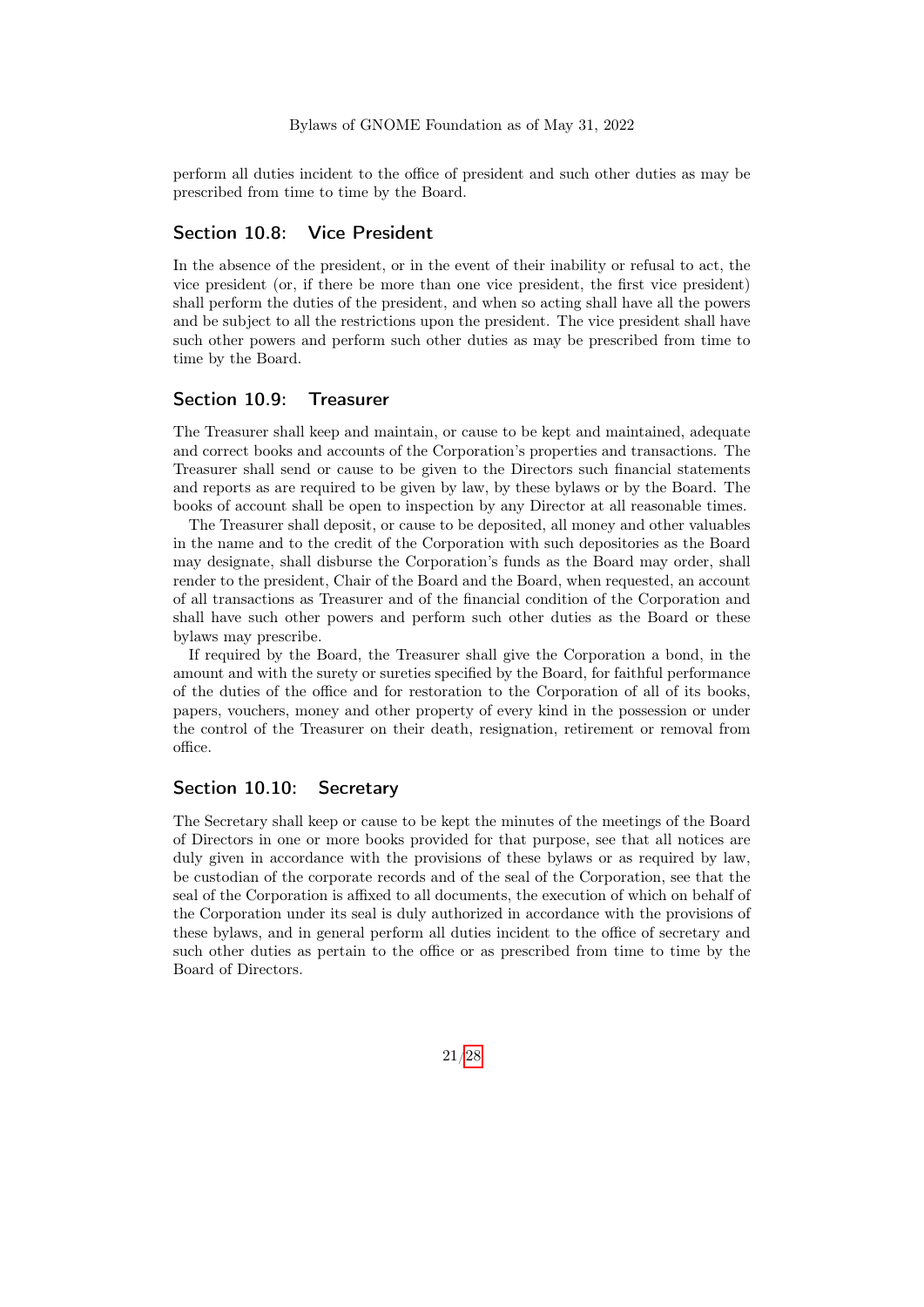perform all duties incident to the office of president and such other duties as may be prescribed from time to time by the Board.

## Section 10.8: Vice President

In the absence of the president, or in the event of their inability or refusal to act, the vice president (or, if there be more than one vice president, the first vice president) shall perform the duties of the president, and when so acting shall have all the powers and be subject to all the restrictions upon the president. The vice president shall have such other powers and perform such other duties as may be prescribed from time to time by the Board.

## Section 10.9: Treasurer

The Treasurer shall keep and maintain, or cause to be kept and maintained, adequate and correct books and accounts of the Corporation's properties and transactions. The Treasurer shall send or cause to be given to the Directors such financial statements and reports as are required to be given by law, by these bylaws or by the Board. The books of account shall be open to inspection by any Director at all reasonable times.

The Treasurer shall deposit, or cause to be deposited, all money and other valuables in the name and to the credit of the Corporation with such depositories as the Board may designate, shall disburse the Corporation's funds as the Board may order, shall render to the president, Chair of the Board and the Board, when requested, an account of all transactions as Treasurer and of the financial condition of the Corporation and shall have such other powers and perform such other duties as the Board or these bylaws may prescribe.

If required by the Board, the Treasurer shall give the Corporation a bond, in the amount and with the surety or sureties specified by the Board, for faithful performance of the duties of the office and for restoration to the Corporation of all of its books, papers, vouchers, money and other property of every kind in the possession or under the control of the Treasurer on their death, resignation, retirement or removal from office.

## Section 10.10: Secretary

The Secretary shall keep or cause to be kept the minutes of the meetings of the Board of Directors in one or more books provided for that purpose, see that all notices are duly given in accordance with the provisions of these bylaws or as required by law, be custodian of the corporate records and of the seal of the Corporation, see that the seal of the Corporation is affixed to all documents, the execution of which on behalf of the Corporation under its seal is duly authorized in accordance with the provisions of these bylaws, and in general perform all duties incident to the office of secretary and such other duties as pertain to the office or as prescribed from time to time by the Board of Directors.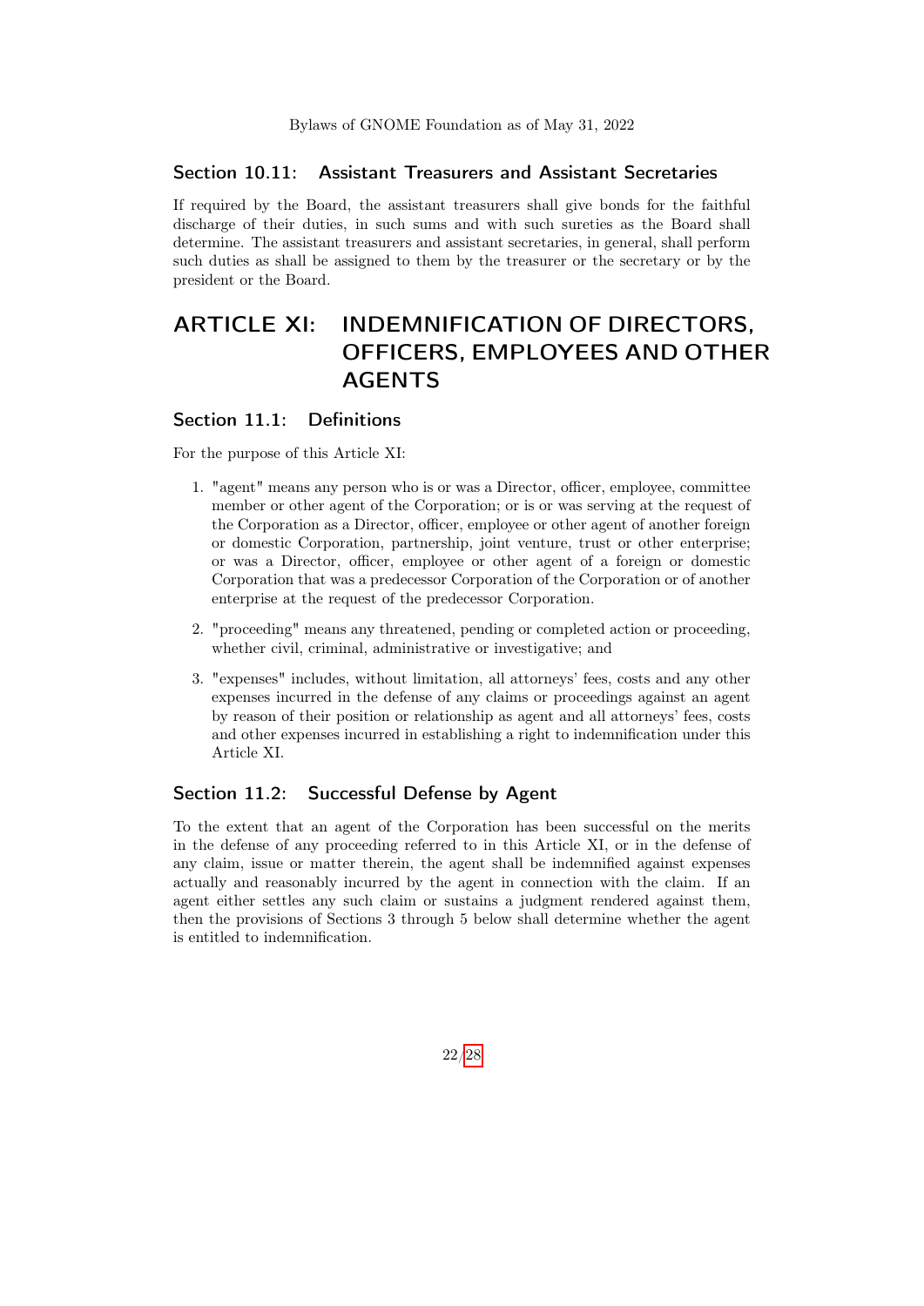### Section 10.11: Assistant Treasurers and Assistant Secretaries

If required by the Board, the assistant treasurers shall give bonds for the faithful discharge of their duties, in such sums and with such sureties as the Board shall determine. The assistant treasurers and assistant secretaries, in general, shall perform such duties as shall be assigned to them by the treasurer or the secretary or by the president or the Board.

## ARTICLE XI: INDEMNIFICATION OF DIRECTORS, OFFICERS, EMPLOYEES AND OTHER AGENTS

### Section 11.1: Definitions

For the purpose of this Article XI:

1. "agent" means any person who is or was a Director, officer, employee, committee member or other agent of the Corporation; or is or was serving at the request of the Corporation as a Director, officer, employee or other agent of another foreign or domestic Corporation, partnership, joint venture, trust or other enterprise; or was a Director, officer, employee or other agent of a foreign or domestic Corporation that was a predecessor Corporation of the Corporation or of another enterprise at the request of the predecessor Corporation.
2. "proceeding" means any threatened, pending or completed action or proceeding, whether civil, criminal, administrative or investigative; and
3. "expenses" includes, without limitation, all attorneys' fees, costs and any other expenses incurred in the defense of any claims or proceedings against an agent by reason of their position or relationship as agent and all attorneys' fees, costs and other expenses incurred in establishing a right to indemnification under this Article XI.

### Section 11.2: Successful Defense by Agent

To the extent that an agent of the Corporation has been successful on the merits in the defense of any proceeding referred to in this Article XI, or in the defense of any claim, issue or matter therein, the agent shall be indemnified against expenses actually and reasonably incurred by the agent in connection with the claim. If an agent either settles any such claim or sustains a judgment rendered against them, then the provisions of Sections 3 through 5 below shall determine whether the agent is entitled to indemnification.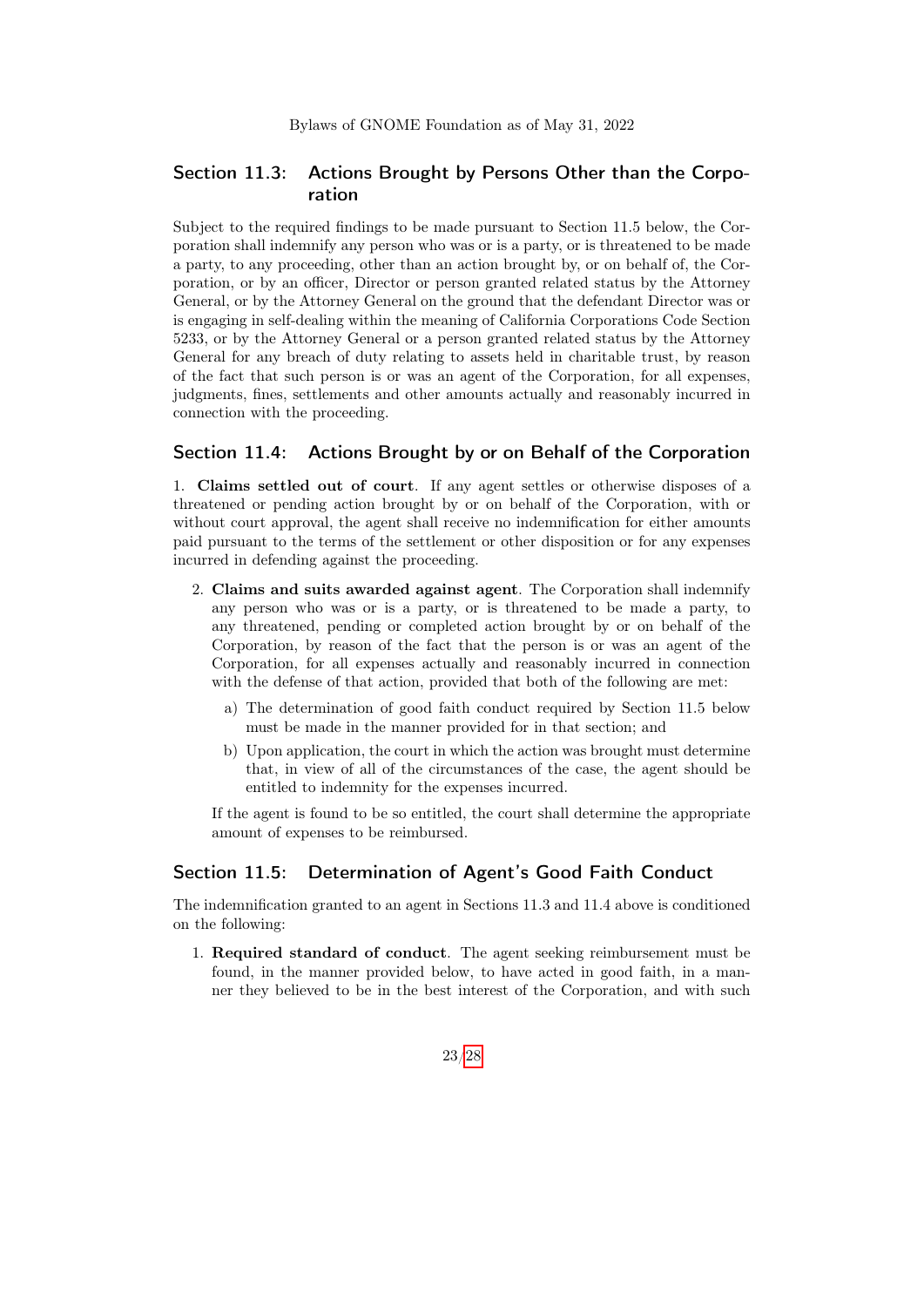## Section 11.3: Actions Brought by Persons Other than the Corporation

Subject to the required findings to be made pursuant to Section 11.5 below, the Corporation shall indemnify any person who was or is a party, or is threatened to be made a party, to any proceeding, other than an action brought by, or on behalf of, the Corporation, or by an officer, Director or person granted related status by the Attorney General, or by the Attorney General on the ground that the defendant Director was or is engaging in self-dealing within the meaning of California Corporations Code Section 5233, or by the Attorney General or a person granted related status by the Attorney General for any breach of duty relating to assets held in charitable trust, by reason of the fact that such person is or was an agent of the Corporation, for all expenses, judgments, fines, settlements and other amounts actually and reasonably incurred in connection with the proceeding.

## Section 11.4: Actions Brought by or on Behalf of the Corporation

1. **Claims settled out of court**. If any agent settles or otherwise disposes of a threatened or pending action brought by or on behalf of the Corporation, with or without court approval, the agent shall receive no indemnification for either amounts paid pursuant to the terms of the settlement or other disposition or for any expenses incurred in defending against the proceeding.

2. **Claims and suits awarded against agent**. The Corporation shall indemnify any person who was or is a party, or is threatened to be made a party, to any threatened, pending or completed action brought by or on behalf of the Corporation, by reason of the fact that the person is or was an agent of the Corporation, for all expenses actually and reasonably incurred in connection with the defense of that action, provided that both of the following are met:

   a) The determination of good faith conduct required by Section 11.5 below must be made in the manner provided for in that section; and

   b) Upon application, the court in which the action was brought must determine that, in view of all of the circumstances of the case, the agent should be entitled to indemnity for the expenses incurred.

   If the agent is found to be so entitled, the court shall determine the appropriate amount of expenses to be reimbursed.

## Section 11.5: Determination of Agent's Good Faith Conduct

The indemnification granted to an agent in Sections 11.3 and 11.4 above is conditioned on the following:

1. **Required standard of conduct**. The agent seeking reimbursement must be found, in the manner provided below, to have acted in good faith, in a manner they believed to be in the best interest of the Corporation, and with such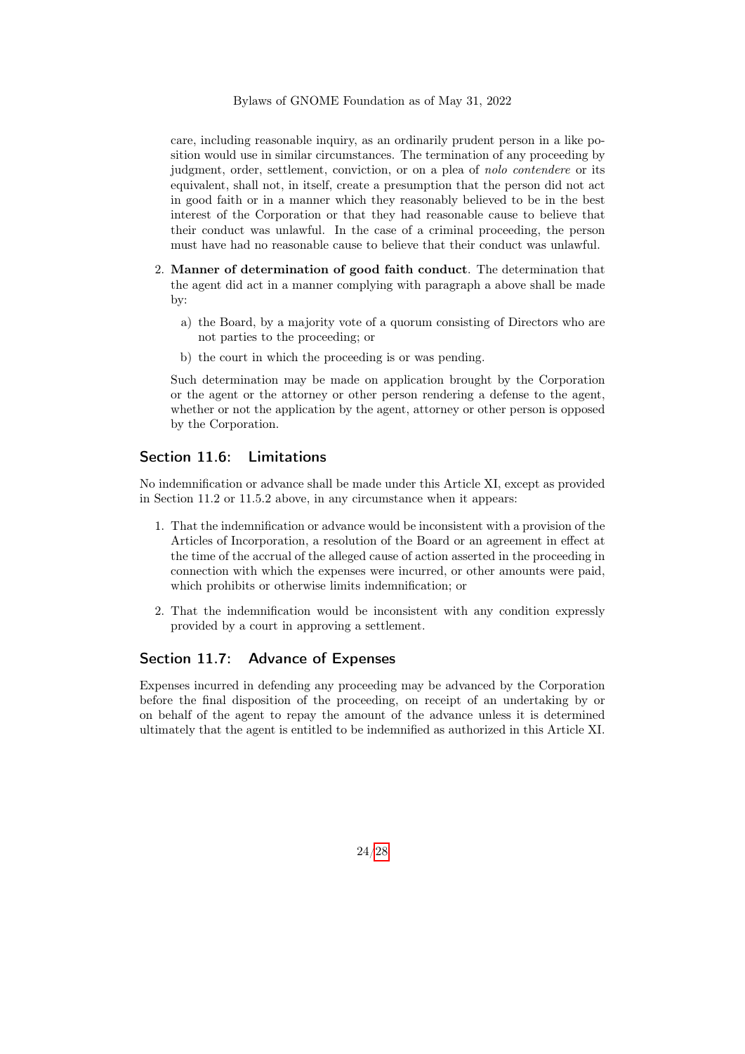care, including reasonable inquiry, as an ordinarily prudent person in a like position would use in similar circumstances. The termination of any proceeding by judgment, order, settlement, conviction, or on a plea of *nolo contendere* or its equivalent, shall not, in itself, create a presumption that the person did not act in good faith or in a manner which they reasonably believed to be in the best interest of the Corporation or that they had reasonable cause to believe that their conduct was unlawful. In the case of a criminal proceeding, the person must have had no reasonable cause to believe that their conduct was unlawful.

2. **Manner of determination of good faith conduct**. The determination that the agent did act in a manner complying with paragraph a above shall be made by:

   a) the Board, by a majority vote of a quorum consisting of Directors who are not parties to the proceeding; or

   b) the court in which the proceeding is or was pending.

   Such determination may be made on application brought by the Corporation or the agent or the attorney or other person rendering a defense to the agent, whether or not the application by the agent, attorney or other person is opposed by the Corporation.

## Section 11.6: Limitations

No indemnification or advance shall be made under this Article XI, except as provided in Section 11.2 or 11.5.2 above, in any circumstance when it appears:

1. That the indemnification or advance would be inconsistent with a provision of the Articles of Incorporation, a resolution of the Board or an agreement in effect at the time of the accrual of the alleged cause of action asserted in the proceeding in connection with which the expenses were incurred, or other amounts were paid, which prohibits or otherwise limits indemnification; or

2. That the indemnification would be inconsistent with any condition expressly provided by a court in approving a settlement.

## Section 11.7: Advance of Expenses

Expenses incurred in defending any proceeding may be advanced by the Corporation before the final disposition of the proceeding, on receipt of an undertaking by or on behalf of the agent to repay the amount of the advance unless it is determined ultimately that the agent is entitled to be indemnified as authorized in this Article XI.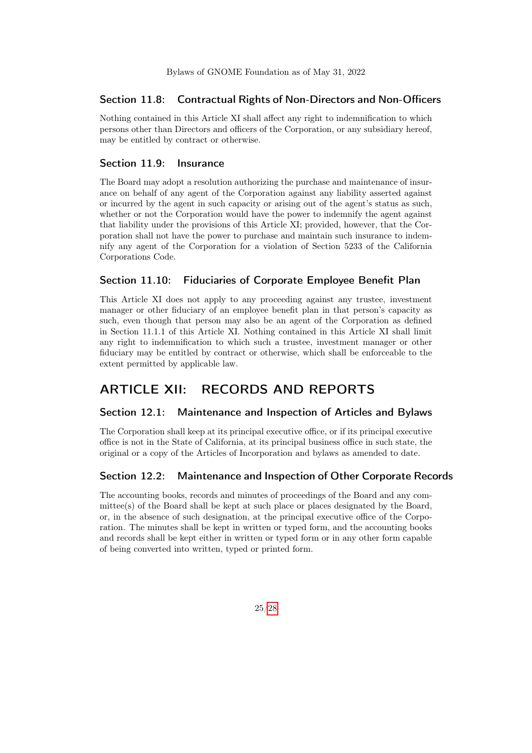### Section 11.8: Contractual Rights of Non-Directors and Non-Officers

Nothing contained in this Article XI shall affect any right to indemnification to which persons other than Directors and officers of the Corporation, or any subsidiary hereof, may be entitled by contract or otherwise.

### Section 11.9: Insurance

The Board may adopt a resolution authorizing the purchase and maintenance of insurance on behalf of any agent of the Corporation against any liability asserted against or incurred by the agent in such capacity or arising out of the agent's status as such, whether or not the Corporation would have the power to indemnify the agent against that liability under the provisions of this Article XI; provided, however, that the Corporation shall not have the power to purchase and maintain such insurance to indemnify any agent of the Corporation for a violation of Section 5233 of the California Corporations Code.

### Section 11.10: Fiduciaries of Corporate Employee Benefit Plan

This Article XI does not apply to any proceeding against any trustee, investment manager or other fiduciary of an employee benefit plan in that person's capacity as such, even though that person may also be an agent of the Corporation as defined in Section 11.1.1 of this Article XI. Nothing contained in this Article XI shall limit any right to indemnification to which such a trustee, investment manager or other fiduciary may be entitled by contract or otherwise, which shall be enforceable to the extent permitted by applicable law.

## ARTICLE XII: RECORDS AND REPORTS

### Section 12.1: Maintenance and Inspection of Articles and Bylaws

The Corporation shall keep at its principal executive office, or if its principal executive office is not in the State of California, at its principal business office in such state, the original or a copy of the Articles of Incorporation and bylaws as amended to date.

### Section 12.2: Maintenance and Inspection of Other Corporate Records

The accounting books, records and minutes of proceedings of the Board and any committee(s) of the Board shall be kept at such place or places designated by the Board, or, in the absence of such designation, at the principal executive office of the Corporation. The minutes shall be kept in written or typed form, and the accounting books and records shall be kept either in written or typed form or in any other form capable of being converted into written, typed or printed form.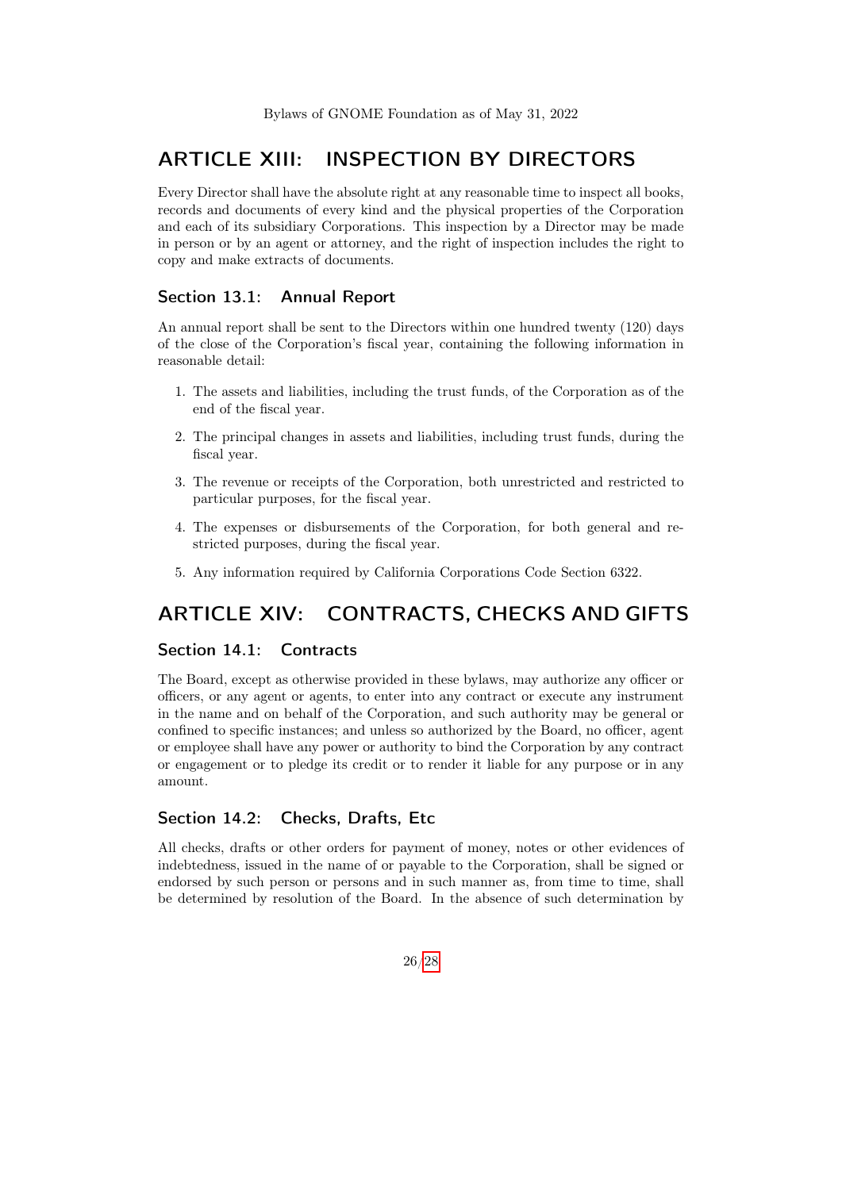# ARTICLE XIII: INSPECTION BY DIRECTORS

Every Director shall have the absolute right at any reasonable time to inspect all books, records and documents of every kind and the physical properties of the Corporation and each of its subsidiary Corporations. This inspection by a Director may be made in person or by an agent or attorney, and the right of inspection includes the right to copy and make extracts of documents.

## Section 13.1: Annual Report

An annual report shall be sent to the Directors within one hundred twenty (120) days of the close of the Corporation's fiscal year, containing the following information in reasonable detail:

1. The assets and liabilities, including the trust funds, of the Corporation as of the end of the fiscal year.
2. The principal changes in assets and liabilities, including trust funds, during the fiscal year.
3. The revenue or receipts of the Corporation, both unrestricted and restricted to particular purposes, for the fiscal year.
4. The expenses or disbursements of the Corporation, for both general and restricted purposes, during the fiscal year.
5. Any information required by California Corporations Code Section 6322.

# ARTICLE XIV: CONTRACTS, CHECKS AND GIFTS

## Section 14.1: Contracts

The Board, except as otherwise provided in these bylaws, may authorize any officer or officers, or any agent or agents, to enter into any contract or execute any instrument in the name and on behalf of the Corporation, and such authority may be general or confined to specific instances; and unless so authorized by the Board, no officer, agent or employee shall have any power or authority to bind the Corporation by any contract or engagement or to pledge its credit or to render it liable for any purpose or in any amount.

## Section 14.2: Checks, Drafts, Etc

All checks, drafts or other orders for payment of money, notes or other evidences of indebtedness, issued in the name of or payable to the Corporation, shall be signed or endorsed by such person or persons and in such manner as, from time to time, shall be determined by resolution of the Board. In the absence of such determination by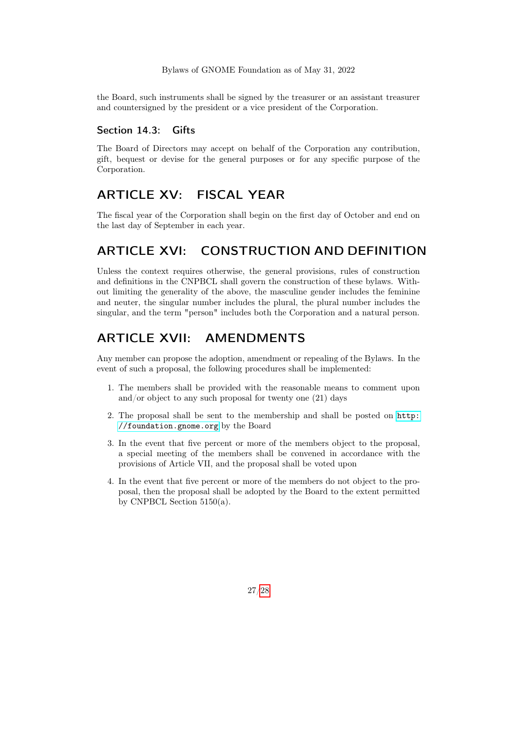the Board, such instruments shall be signed by the treasurer or an assistant treasurer and countersigned by the president or a vice president of the Corporation.

### Section 14.3: Gifts

The Board of Directors may accept on behalf of the Corporation any contribution, gift, bequest or devise for the general purposes or for any specific purpose of the Corporation.

## ARTICLE XV: FISCAL YEAR

The fiscal year of the Corporation shall begin on the first day of October and end on the last day of September in each year.

## ARTICLE XVI: CONSTRUCTION AND DEFINITION

Unless the context requires otherwise, the general provisions, rules of construction and definitions in the CNPBCL shall govern the construction of these bylaws. Without limiting the generality of the above, the masculine gender includes the feminine and neuter, the singular number includes the plural, the plural number includes the singular, and the term "person" includes both the Corporation and a natural person.

## ARTICLE XVII: AMENDMENTS

Any member can propose the adoption, amendment or repealing of the Bylaws. In the event of such a proposal, the following procedures shall be implemented:

1. The members shall be provided with the reasonable means to comment upon and/or object to any such proposal for twenty one (21) days
2. The proposal shall be sent to the membership and shall be posted on `http://foundation.gnome.org` by the Board
3. In the event that five percent or more of the members object to the proposal, a special meeting of the members shall be convened in accordance with the provisions of Article VII, and the proposal shall be voted upon
4. In the event that five percent or more of the members do not object to the proposal, then the proposal shall be adopted by the Board to the extent permitted by CNPBCL Section 5150(a).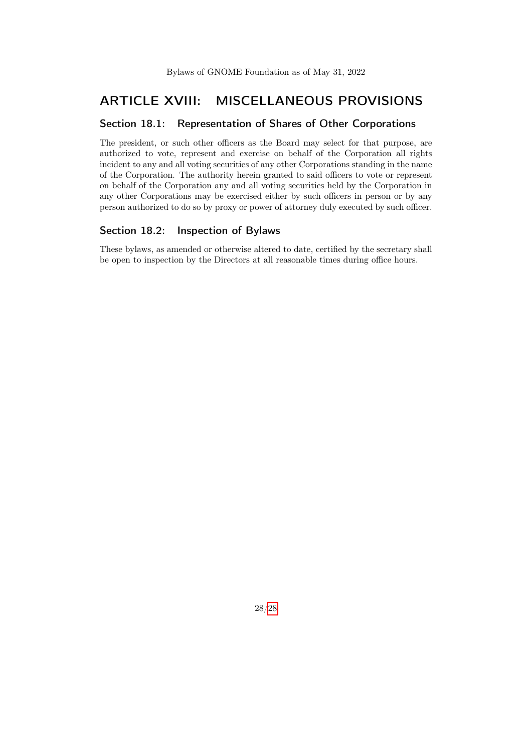# ARTICLE XVIII: MISCELLANEOUS PROVISIONS

## Section 18.1: Representation of Shares of Other Corporations

The president, or such other officers as the Board may select for that purpose, are authorized to vote, represent and exercise on behalf of the Corporation all rights incident to any and all voting securities of any other Corporations standing in the name of the Corporation. The authority herein granted to said officers to vote or represent on behalf of the Corporation any and all voting securities held by the Corporation in any other Corporations may be exercised either by such officers in person or by any person authorized to do so by proxy or power of attorney duly executed by such officer.

## Section 18.2: Inspection of Bylaws

These bylaws, as amended or otherwise altered to date, certified by the secretary shall be open to inspection by the Directors at all reasonable times during office hours.